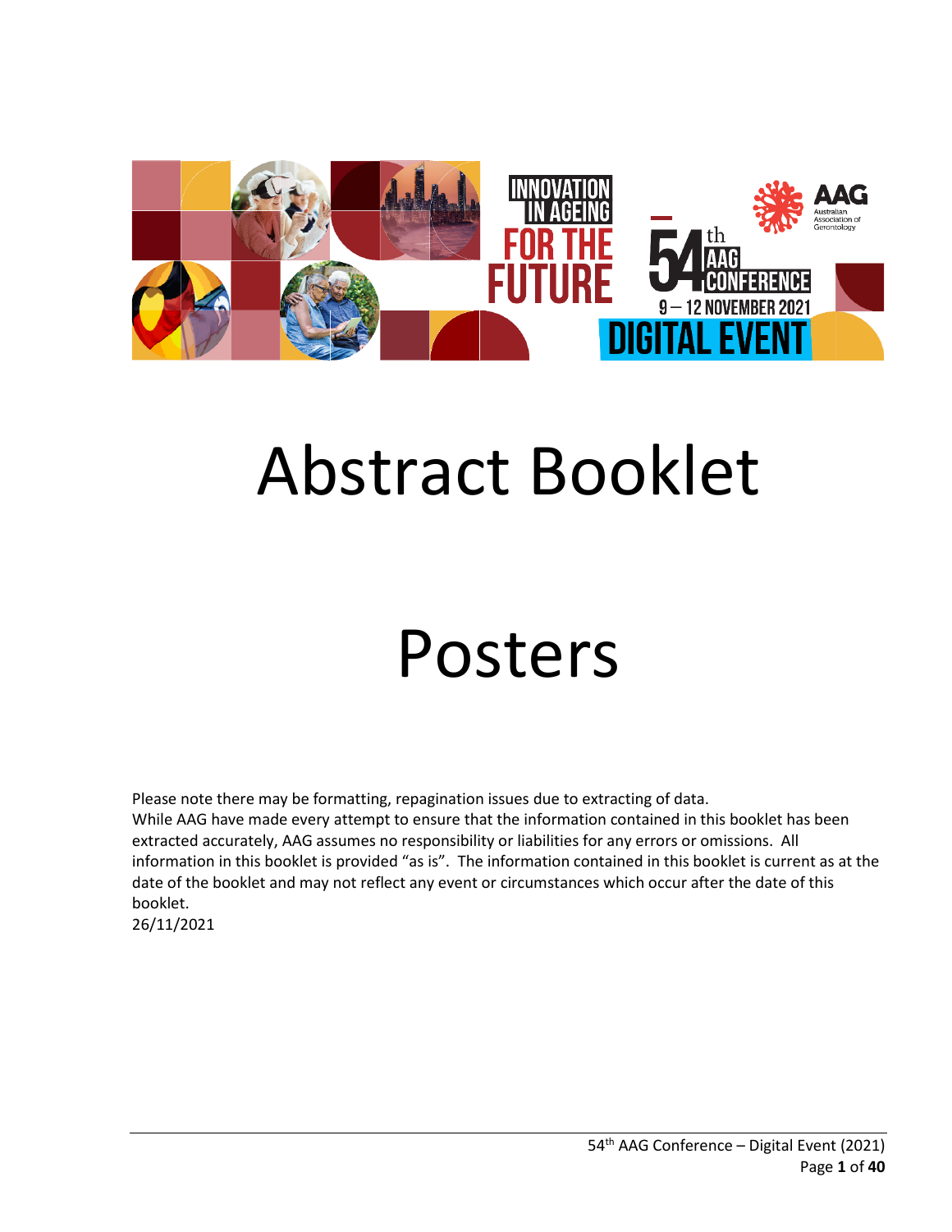# Abstract Booklet

# Posters

Please note there may be formatting, repagination issues due to extracting of data.
While AAG have made every attempt to ensure that the information contained in this booklet has been extracted accurately, AAG assumes no responsibility or liabilities for any errors or omissions. All information in this booklet is provided "as is". The information contained in this booklet is current as at the date of the booklet and may not reflect any event or circumstances which occur after the date of this booklet.
26/11/2021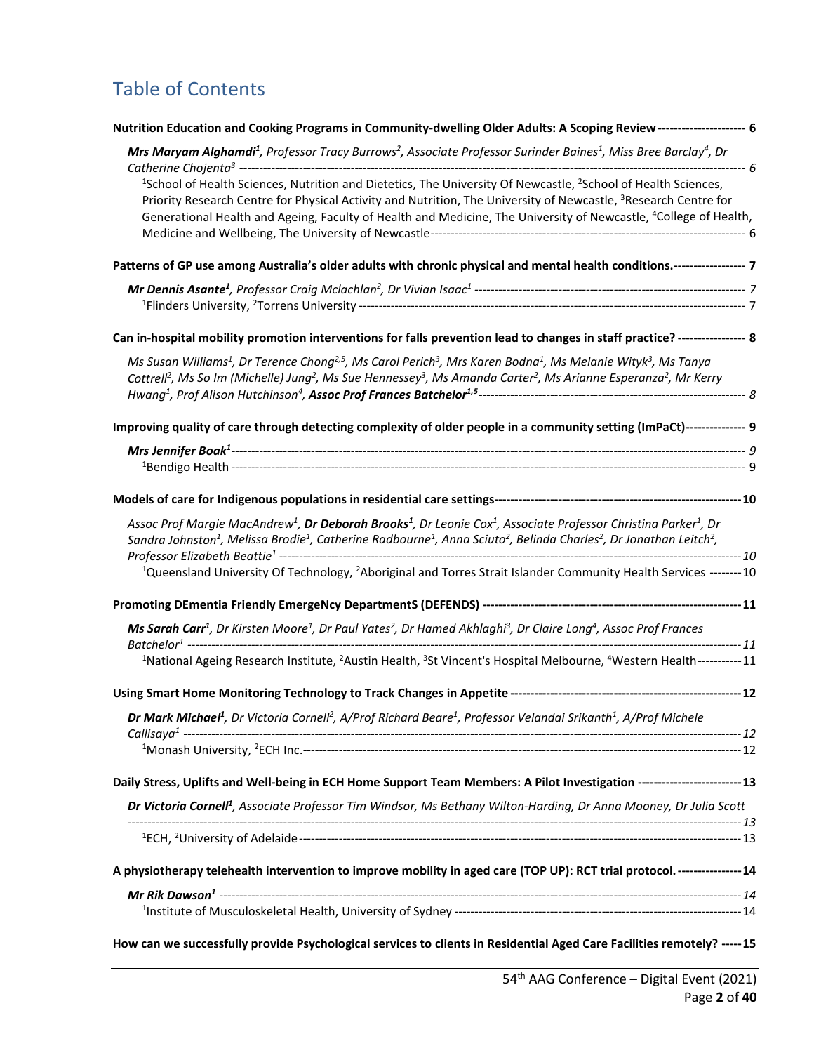# Table of Contents

**Nutrition Education and Cooking Programs in Community-dwelling Older Adults: A Scoping Review** ---------------------- 6

*__Mrs Maryam Alghamdi[1]__, Professor Tracy Burrows[2], Associate Professor Surinder Baines[1], Miss Bree Barclay[4], Dr Catherine Chojenta[3]* ---------------------------------------------------------------------------------------------------------------------------- 6

[1]School of Health Sciences, Nutrition and Dietetics, The University Of Newcastle, [2]School of Health Sciences, Priority Research Centre for Physical Activity and Nutrition, The University of Newcastle, [3]Research Centre for Generational Health and Ageing, Faculty of Health and Medicine, The University of Newcastle, [4]College of Health, Medicine and Wellbeing, The University of Newcastle---------------------------------------------------------------------------- 6

**Patterns of GP use among Australia's older adults with chronic physical and mental health conditions.** ------------------ 7

*__Mr Dennis Asante[1]__, Professor Craig Mclachlan[2], Dr Vivian Isaac[1]* ------------------------------------------------------------------- 7

[1]Flinders University, [2]Torrens University ------------------------------------------------------------------------------------------------------ 7

**Can in-hospital mobility promotion interventions for falls prevention lead to changes in staff practice?** ----------------- 8

*Ms Susan Williams[1], Dr Terence Chong[2,5], Ms Carol Perich[3], Mrs Karen Bodna[1], Ms Melanie Wityk[3], Ms Tanya Cottrell[2], Ms So Im (Michelle) Jung[2], Ms Sue Hennessey[3], Ms Amanda Carter[2], Ms Arianne Esperanza[2], Mr Kerry Hwang[1], Prof Alison Hutchinson[4], __Assoc Prof Frances Batchelor[1,5]__* ------------------------------------------------------------------ 8

**Improving quality of care through detecting complexity of older people in a community setting (ImPaCt)** --------------- 9

*__Mrs Jennifer Boak[1]__* ---------------------------------------------------------------------------------------------------------------------------------- 9

[1]Bendigo Health ------------------------------------------------------------------------------------------------------------------------------------ 9

**Models of care for Indigenous populations in residential care settings** -------------------------------------------------------------- 10

*Assoc Prof Margie MacAndrew[1], __Dr Deborah Brooks[1]__, Dr Leonie Cox[1], Associate Professor Christina Parker[1], Dr Sandra Johnston[1], Melissa Brodie[1], Catherine Radbourne[1], Anna Sciuto[2], Belinda Charles[2], Dr Jonathan Leitch[2], Professor Elizabeth Beattie[1]* ------------------------------------------------------------------------------------------------------------------------ 10

[1]Queensland University Of Technology, [2]Aboriginal and Torres Strait Islander Community Health Services -------- 10

**Promoting DEmentia Friendly EmergeNcy DepartmentS (DEFENDS)** ---------------------------------------------------------------- 11

*__Ms Sarah Carr[1]__, Dr Kirsten Moore[1], Dr Paul Yates[2], Dr Hamed Akhlaghi[3], Dr Claire Long[4], Assoc Prof Frances Batchelor[1]* ----------------------------------------------------------------------------------------------------------------------------------------- 11

[1]National Ageing Research Institute, [2]Austin Health, [3]St Vincent's Hospital Melbourne, [4]Western Health ----------- 11

**Using Smart Home Monitoring Technology to Track Changes in Appetite** --------------------------------------------------------- 12

*__Dr Mark Michael[1]__, Dr Victoria Cornell[2], A/Prof Richard Beare[1], Professor Velandai Srikanth[1], A/Prof Michele Callisaya[1]* ----------------------------------------------------------------------------------------------------------------------------------------- 12

[1]Monash University, [2]ECH Inc.------------------------------------------------------------------------------------------------------------------ 12

**Daily Stress, Uplifts and Well-being in ECH Home Support Team Members: A Pilot Investigation** -------------------------- 13

*__Dr Victoria Cornell[1]__, Associate Professor Tim Windsor, Ms Bethany Wilton-Harding, Dr Anna Mooney, Dr Julia Scott* ------------------------------------------------------------------------------------------------------------------------------------------------ 13

[1]ECH, [2]University of Adelaide ----------------------------------------------------------------------------------------------------------------- 13

**A physiotherapy telehealth intervention to improve mobility in aged care (TOP UP): RCT trial protocol.** ---------------- 14

*__Mr Rik Dawson[1]__* ----------------------------------------------------------------------------------------------------------------------------------- 14

[1]Institute of Musculoskeletal Health, University of Sydney ------------------------------------------------------------------------- 14

**How can we successfully provide Psychological services to clients in Residential Aged Care Facilities remotely?** ----- 15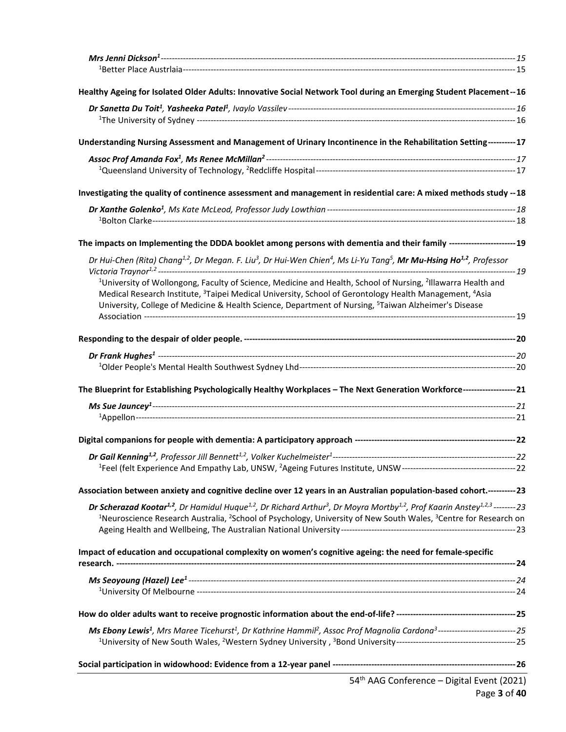***Mrs Jenni Dickson[1]*** --- *15*
[1]Better Place Austrlaia --- 15

**Healthy Ageing for Isolated Older Adults: Innovative Social Network Tool during an Emerging Student Placement --- 16**

***Dr Sanetta Du Toit[1]*, *Yasheeka Patel[1]*,** *Ivaylo Vassilev* --- *16*
[1]The University of Sydney --- 16

**Understanding Nursing Assessment and Management of Urinary Incontinence in the Rehabilitation Setting --- 17**

***Assoc Prof Amanda Fox[1]*, *Ms Renee McMillan[2]*** --- *17*
[1]Queensland University of Technology, [2]Redcliffe Hospital --- 17

**Investigating the quality of continence assessment and management in residential care: A mixed methods study --- 18**

***Dr Xanthe Golenko[1]***, *Ms Kate McLeod, Professor Judy Lowthian* --- *18*
[1]Bolton Clarke --- 18

**The impacts on Implementing the DDDA booklet among persons with dementia and their family --- 19**

*Dr Hui-Chen (Rita) Chang[1,2], Dr Megan. F. Liu[3], Dr Hui-Wen Chien[4], Ms Li-Yu Tang[5],* ***Mr Mu-Hsing Ho[1,2]***, *Professor Victoria Traynor[1,2]* --- *19*
[1]University of Wollongong, Faculty of Science, Medicine and Health, School of Nursing, [2]Illawarra Health and Medical Research Institute, [3]Taipei Medical University, School of Gerontology Health Management, [4]Asia University, College of Medicine & Health Science, Department of Nursing, [5]Taiwan Alzheimer's Disease Association --- 19

**Responding to the despair of older people. --- 20**

***Dr Frank Hughes[1]*** --- *20*
[1]Older People's Mental Health Southwest Sydney Lhd --- 20

**The Blueprint for Establishing Psychologically Healthy Workplaces – The Next Generation Workforce --- 21**

***Ms Sue Jauncey[1]*** --- *21*
[1]Appellon --- 21

**Digital companions for people with dementia: A participatory approach --- 22**

***Dr Gail Kenning[1,2]***, *Professor Jill Bennett[1,2], Volker Kuchelmeister[1]* --- *22*
[1]Feel (felt Experience And Empathy Lab, UNSW, [2]Ageing Futures Institute, UNSW --- 22

**Association between anxiety and cognitive decline over 12 years in an Australian population-based cohort. --- 23**

***Dr Scherazad Kootar[1,2]***, *Dr Hamidul Huque[1,2], Dr Richard Arthur[3], Dr Moyra Mortby[1,2], Prof Kaarin Anstey[1,2,3]* --- *23*
[1]Neuroscience Research Australia, [2]School of Psychology, University of New South Wales, [3]Centre for Research on Ageing Health and Wellbeing, The Australian National University --- 23

**Impact of education and occupational complexity on women's cognitive ageing: the need for female-specific research. --- 24**

***Ms Seoyoung (Hazel) Lee[1]*** --- *24*
[1]University Of Melbourne --- 24

**How do older adults want to receive prognostic information about the end-of-life? --- 25**

***Ms Ebony Lewis[1]***, *Mrs Maree Ticehurst[1], Dr Kathrine Hammil[2], Assoc Prof Magnolia Cardona[3]* --- *25*
[1]University of New South Wales, [2]Western Sydney University , [3]Bond University --- 25

**Social participation in widowhood: Evidence from a 12-year panel --- 26**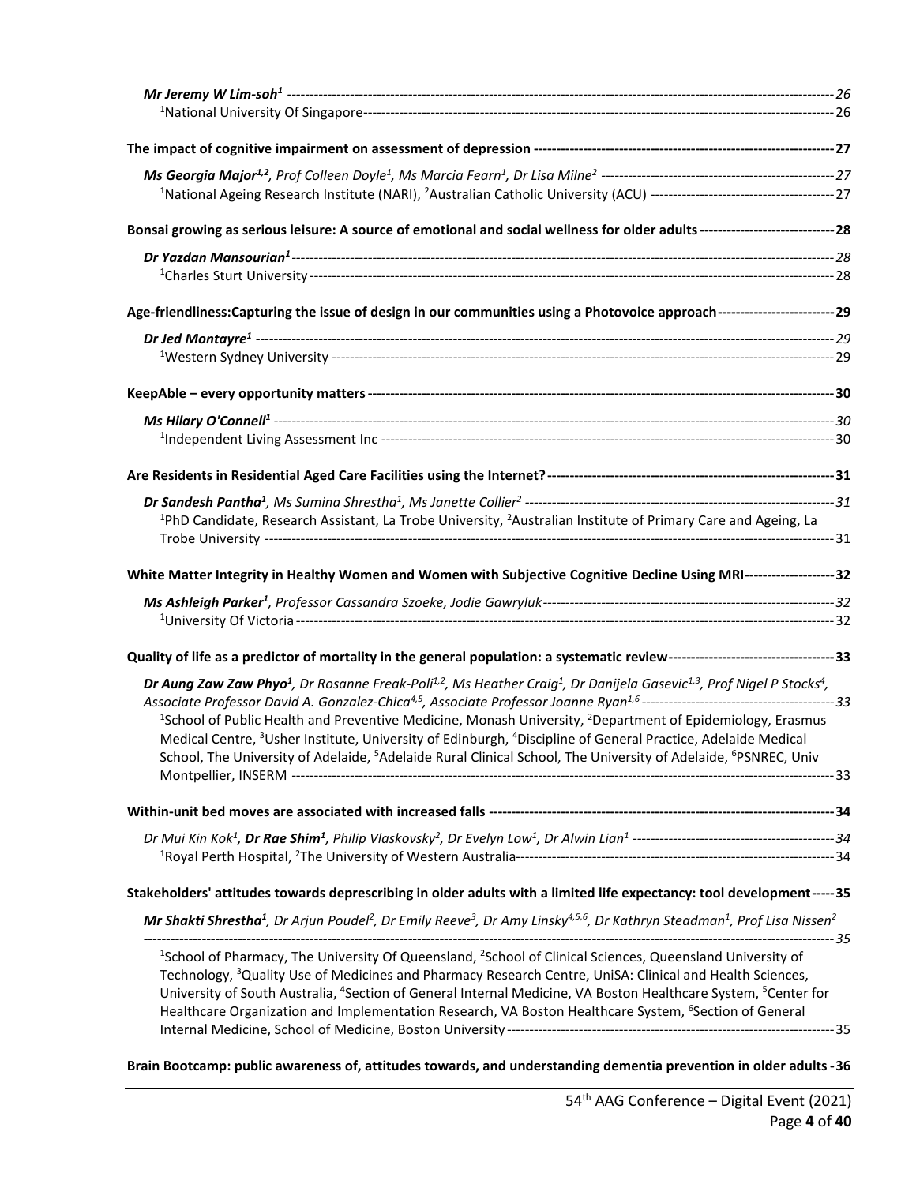*Mr Jeremy W Lim-soh*[1] ---------------------------------------------------------------------------------------------------------------------- 26
[1]National University Of Singapore---------------------------------------------------------------------------------------------------------------- 26

**The impact of cognitive impairment on assessment of depression ------------------------------------------------------------------ 27**

***Ms Georgia Major*[1,2]**, *Prof Colleen Doyle*[1], *Ms Marcia Fearn*[1], *Dr Lisa Milne*[2] ---------------------------------------------------------------- 27
[1]National Ageing Research Institute (NARI), [2]Australian Catholic University (ACU) ----------------------------------------------- 27

**Bonsai growing as serious leisure: A source of emotional and social wellness for older adults ----------------------------- 28**

***Dr Yazdan Mansourian*[1]** ------------------------------------------------------------------------------------------------------------------- 28
[1]Charles Sturt University ------------------------------------------------------------------------------------------------------------------- 28

**Age-friendliness:Capturing the issue of design in our communities using a Photovoice approach ------------------------- 29**

***Dr Jed Montayre*[1]** ------------------------------------------------------------------------------------------------------------------------ 29
[1]Western Sydney University ---------------------------------------------------------------------------------------------------------------- 29

**KeepAble – every opportunity matters ------------------------------------------------------------------------------------------------------ 30**

***Ms Hilary O'Connell*[1]** -------------------------------------------------------------------------------------------------------------------- 30
[1]Independent Living Assessment Inc ----------------------------------------------------------------------------------------------------- 30

**Are Residents in Residential Aged Care Facilities using the Internet? --------------------------------------------------------------- 31**

***Dr Sandesh Pantha*[1]**, *Ms Sumina Shrestha*[1], *Ms Janette Collier*[2] ------------------------------------------------------------------ 31
[1]PhD Candidate, Research Assistant, La Trobe University, [2]Australian Institute of Primary Care and Ageing, La Trobe University --------------------------------------------------------------------------------------------------------------------- 31

**White Matter Integrity in Healthy Women and Women with Subjective Cognitive Decline Using MRI -------------------- 32**

***Ms Ashleigh Parker*[1]**, *Professor Cassandra Szoeke, Jodie Gawryluk* ------------------------------------------------------------------ 32
[1]University Of Victoria ---------------------------------------------------------------------------------------------------------------------- 32

**Quality of life as a predictor of mortality in the general population: a systematic review ------------------------------------ 33**

***Dr Aung Zaw Zaw Phyo*[1]**, *Dr Rosanne Freak-Poli*[1,2], *Ms Heather Craig*[1], *Dr Danijela Gasevic*[1,3], *Prof Nigel P Stocks*[4], *Associate Professor David A. Gonzalez-Chica*[4,5], *Associate Professor Joanne Ryan*[1,6] -------------------------------------------- 33
[1]School of Public Health and Preventive Medicine, Monash University, [2]Department of Epidemiology, Erasmus Medical Centre, [3]Usher Institute, University of Edinburgh, [4]Discipline of General Practice, Adelaide Medical School, The University of Adelaide, [5]Adelaide Rural Clinical School, The University of Adelaide, [6]PSNREC, Univ Montpellier, INSERM ------------------------------------------------------------------------------------------------------------------ 33

**Within-unit bed moves are associated with increased falls ----------------------------------------------------------------------- 34**

*Dr Mui Kin Kok*[1], ***Dr Rae Shim*[1]**, *Philip Vlaskovsky*[2], *Dr Evelyn Low*[1], *Dr Alwin Lian*[1] --------------------------------------------- 34
[1]Royal Perth Hospital, [2]The University of Western Australia ----------------------------------------------------------------------- 34

**Stakeholders' attitudes towards deprescribing in older adults with a limited life expectancy: tool development ----- 35**

***Mr Shakti Shrestha*[1]**, *Dr Arjun Poudel*[2], *Dr Emily Reeve*[3], *Dr Amy Linsky*[4,5,6], *Dr Kathryn Steadman*[1], *Prof Lisa Nissen*[2] ------------------------------------------------------------------------------------------------------------------------------------------- 35
[1]School of Pharmacy, The University Of Queensland, [2]School of Clinical Sciences, Queensland University of Technology, [3]Quality Use of Medicines and Pharmacy Research Centre, UniSA: Clinical and Health Sciences, University of South Australia, [4]Section of General Internal Medicine, VA Boston Healthcare System, [5]Center for Healthcare Organization and Implementation Research, VA Boston Healthcare System, [6]Section of General Internal Medicine, School of Medicine, Boston University ------------------------------------------------------------------ 35

**Brain Bootcamp: public awareness of, attitudes towards, and understanding dementia prevention in older adults - 36**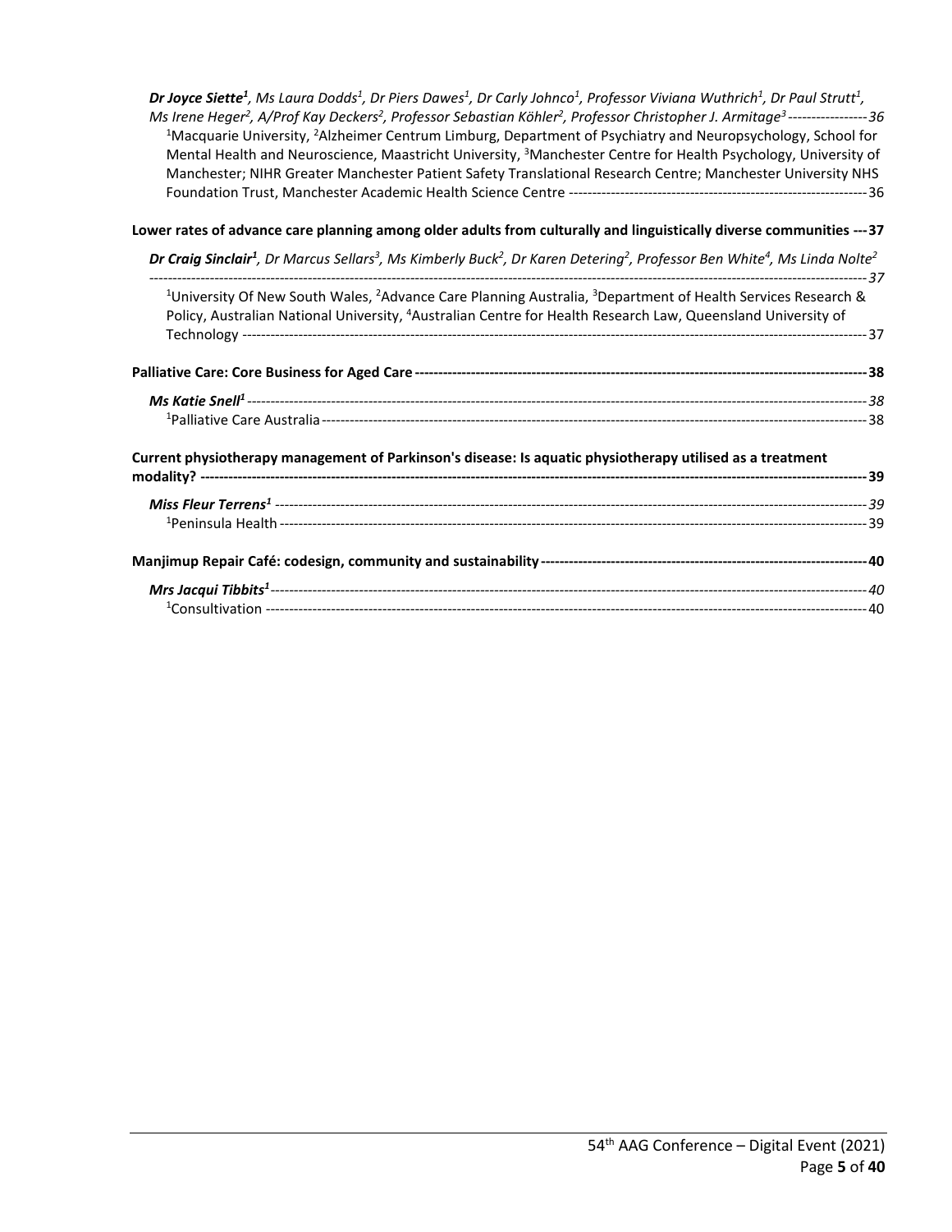***Dr Joyce Siette*[1]**, *Ms Laura Dodds*[1], *Dr Piers Dawes*[1], *Dr Carly Johnco*[1], *Professor Viviana Wuthrich*[1], *Dr Paul Strutt*[1], *Ms Irene Heger*[2], *A/Prof Kay Deckers*[2], *Professor Sebastian Köhler*[2], *Professor Christopher J. Armitage*[3] ----------------- 36

[1]Macquarie University, [2]Alzheimer Centrum Limburg, Department of Psychiatry and Neuropsychology, School for Mental Health and Neuroscience, Maastricht University, [3]Manchester Centre for Health Psychology, University of Manchester; NIHR Greater Manchester Patient Safety Translational Research Centre; Manchester University NHS Foundation Trust, Manchester Academic Health Science Centre ---------------------------------------------------------------- 36

**Lower rates of advance care planning among older adults from culturally and linguistically diverse communities --- 37**

***Dr Craig Sinclair*[1]**, *Dr Marcus Sellars*[3], *Ms Kimberly Buck*[2], *Dr Karen Detering*[2], *Professor Ben White*[4], *Ms Linda Nolte*[2] ---------------------------------------------------------------------------------------------------------------------------------------- 37

[1]University Of New South Wales, [2]Advance Care Planning Australia, [3]Department of Health Services Research & Policy, Australian National University, [4]Australian Centre for Health Research Law, Queensland University of Technology -------------------------------------------------------------------------------------------------------------------------------- 37

**Palliative Care: Core Business for Aged Care ---------------------------------------------------------------------------------------------- 38**

***Ms Katie Snell*[1]** ---------------------------------------------------------------------------------------------------------------------------------- 38

[1]Palliative Care Australia ---------------------------------------------------------------------------------------------------------------- 38

**Current physiotherapy management of Parkinson's disease: Is aquatic physiotherapy utilised as a treatment modality? ------------------------------------------------------------------------------------------------------------------------------------------ 39**

***Miss Fleur Terrens*[1]** ------------------------------------------------------------------------------------------------------------------------------ 39

[1]Peninsula Health ------------------------------------------------------------------------------------------------------------------------------ 39

**Manjimup Repair Café: codesign, community and sustainability --------------------------------------------------------------------- 40**

***Mrs Jacqui Tibbits*[1]** ------------------------------------------------------------------------------------------------------------------------------ 40

[1]Consultivation ---------------------------------------------------------------------------------------------------------------------------------- 40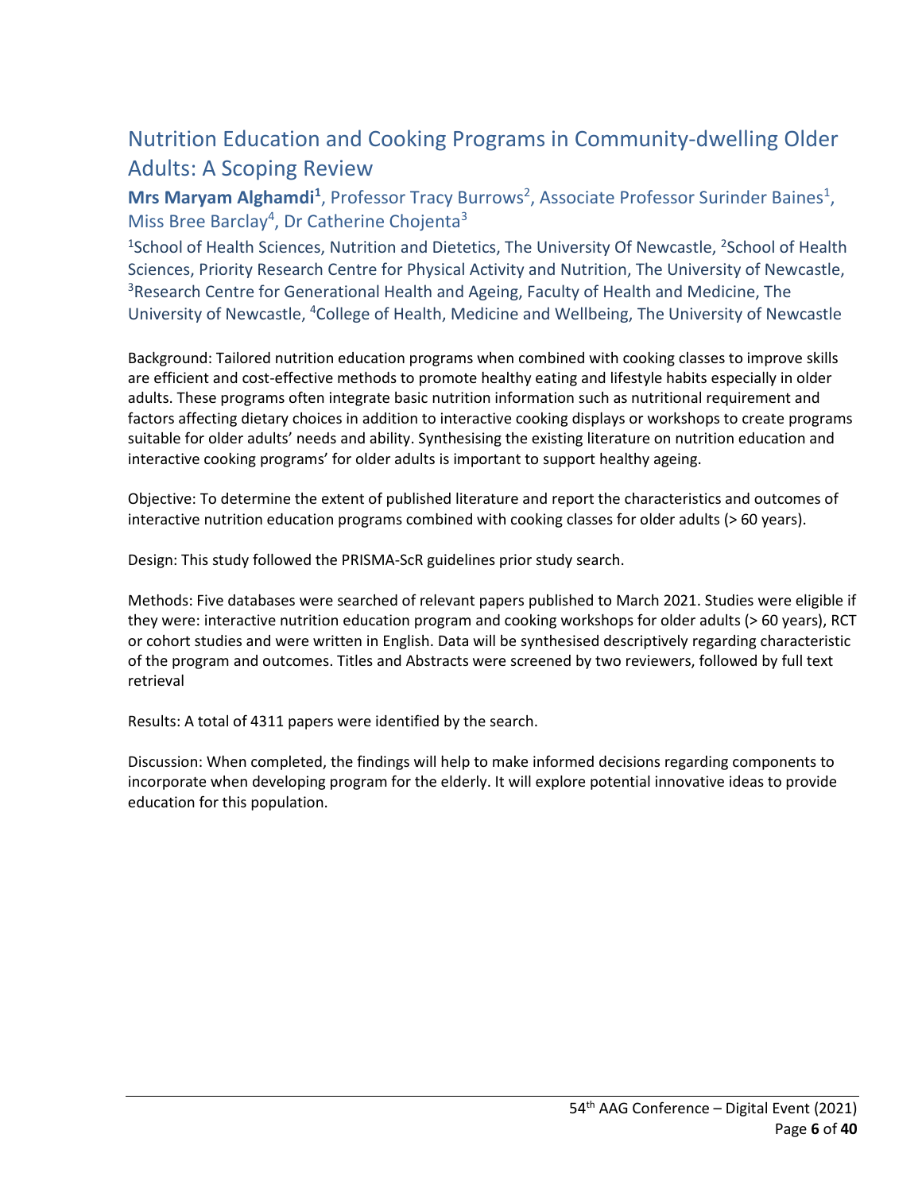## Nutrition Education and Cooking Programs in Community-dwelling Older Adults: A Scoping Review

**Mrs Maryam Alghamdi[1]**, Professor Tracy Burrows[2], Associate Professor Surinder Baines[1], Miss Bree Barclay[4], Dr Catherine Chojenta[3]

[1]School of Health Sciences, Nutrition and Dietetics, The University Of Newcastle, [2]School of Health Sciences, Priority Research Centre for Physical Activity and Nutrition, The University of Newcastle, [3]Research Centre for Generational Health and Ageing, Faculty of Health and Medicine, The University of Newcastle, [4]College of Health, Medicine and Wellbeing, The University of Newcastle

Background: Tailored nutrition education programs when combined with cooking classes to improve skills are efficient and cost-effective methods to promote healthy eating and lifestyle habits especially in older adults. These programs often integrate basic nutrition information such as nutritional requirement and factors affecting dietary choices in addition to interactive cooking displays or workshops to create programs suitable for older adults' needs and ability. Synthesising the existing literature on nutrition education and interactive cooking programs' for older adults is important to support healthy ageing.

Objective: To determine the extent of published literature and report the characteristics and outcomes of interactive nutrition education programs combined with cooking classes for older adults (> 60 years).

Design: This study followed the PRISMA-ScR guidelines prior study search.

Methods: Five databases were searched of relevant papers published to March 2021. Studies were eligible if they were: interactive nutrition education program and cooking workshops for older adults (> 60 years), RCT or cohort studies and were written in English. Data will be synthesised descriptively regarding characteristic of the program and outcomes. Titles and Abstracts were screened by two reviewers, followed by full text retrieval

Results: A total of 4311 papers were identified by the search.

Discussion: When completed, the findings will help to make informed decisions regarding components to incorporate when developing program for the elderly. It will explore potential innovative ideas to provide education for this population.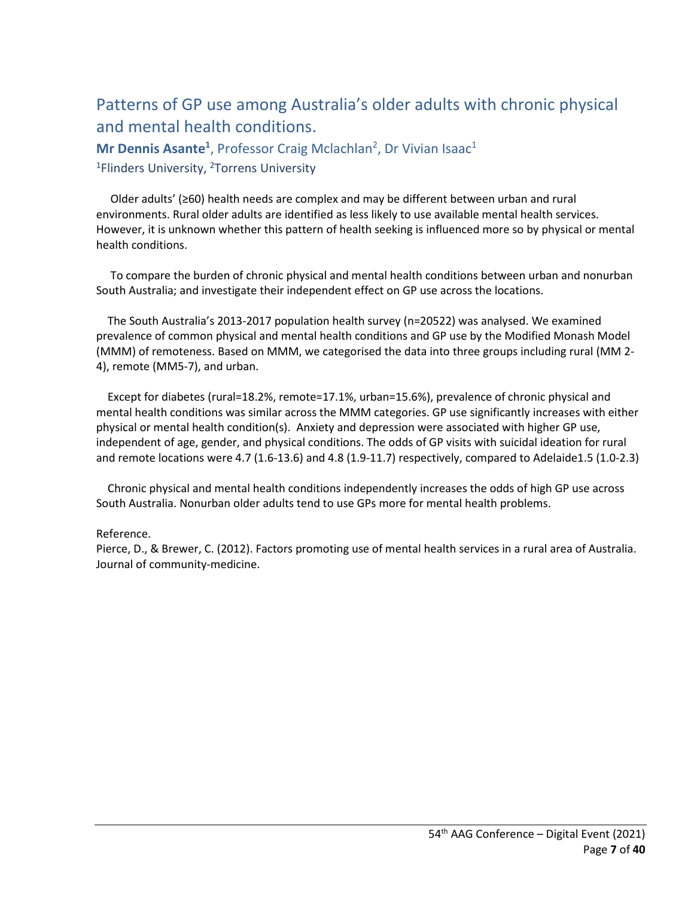## Patterns of GP use among Australia's older adults with chronic physical and mental health conditions.

**Mr Dennis Asante[1]**, Professor Craig Mclachlan[2], Dr Vivian Isaac[1]

[1]Flinders University, [2]Torrens University

Older adults' (≥60) health needs are complex and may be different between urban and rural environments. Rural older adults are identified as less likely to use available mental health services. However, it is unknown whether this pattern of health seeking is influenced more so by physical or mental health conditions.

To compare the burden of chronic physical and mental health conditions between urban and nonurban South Australia; and investigate their independent effect on GP use across the locations.

The South Australia's 2013-2017 population health survey (n=20522) was analysed. We examined prevalence of common physical and mental health conditions and GP use by the Modified Monash Model (MMM) of remoteness. Based on MMM, we categorised the data into three groups including rural (MM 2-4), remote (MM5-7), and urban.

Except for diabetes (rural=18.2%, remote=17.1%, urban=15.6%), prevalence of chronic physical and mental health conditions was similar across the MMM categories. GP use significantly increases with either physical or mental health condition(s). Anxiety and depression were associated with higher GP use, independent of age, gender, and physical conditions. The odds of GP visits with suicidal ideation for rural and remote locations were 4.7 (1.6-13.6) and 4.8 (1.9-11.7) respectively, compared to Adelaide1.5 (1.0-2.3)

Chronic physical and mental health conditions independently increases the odds of high GP use across South Australia. Nonurban older adults tend to use GPs more for mental health problems.

Reference.

Pierce, D., & Brewer, C. (2012). Factors promoting use of mental health services in a rural area of Australia. Journal of community-medicine.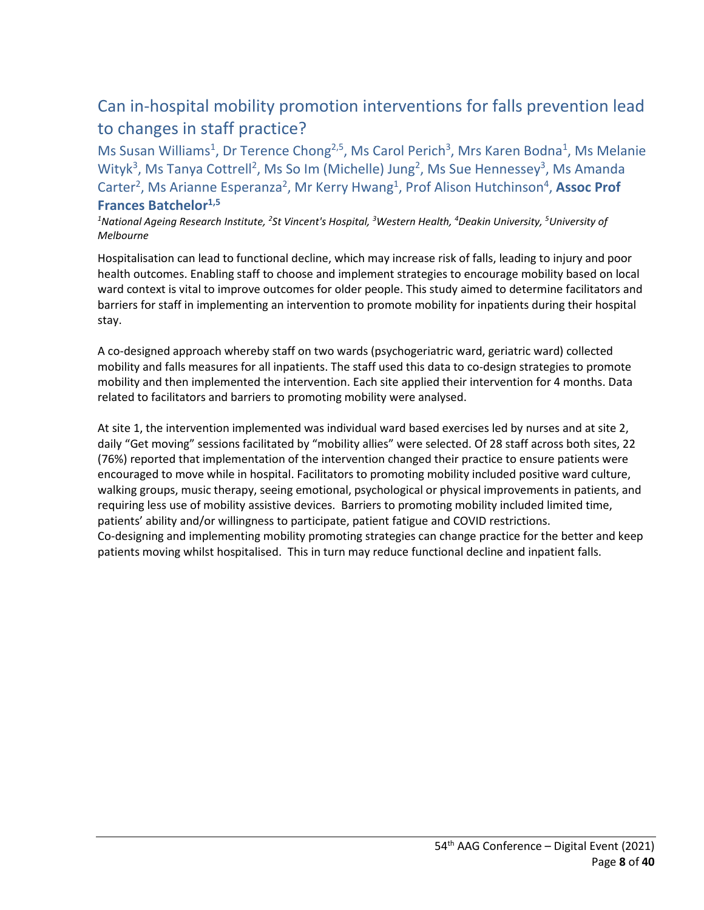## Can in-hospital mobility promotion interventions for falls prevention lead to changes in staff practice?

Ms Susan Williams[1], Dr Terence Chong[2,5], Ms Carol Perich[3], Mrs Karen Bodna[1], Ms Melanie Wityk[3], Ms Tanya Cottrell[2], Ms So Im (Michelle) Jung[2], Ms Sue Hennessey[3], Ms Amanda Carter[2], Ms Arianne Esperanza[2], Mr Kerry Hwang[1], Prof Alison Hutchinson[4], **Assoc Prof Frances Batchelor[1,5]**

*[1]National Ageing Research Institute, [2]St Vincent's Hospital, [3]Western Health, [4]Deakin University, [5]University of Melbourne*

Hospitalisation can lead to functional decline, which may increase risk of falls, leading to injury and poor health outcomes. Enabling staff to choose and implement strategies to encourage mobility based on local ward context is vital to improve outcomes for older people. This study aimed to determine facilitators and barriers for staff in implementing an intervention to promote mobility for inpatients during their hospital stay.

A co-designed approach whereby staff on two wards (psychogeriatric ward, geriatric ward) collected mobility and falls measures for all inpatients. The staff used this data to co-design strategies to promote mobility and then implemented the intervention. Each site applied their intervention for 4 months. Data related to facilitators and barriers to promoting mobility were analysed.

At site 1, the intervention implemented was individual ward based exercises led by nurses and at site 2, daily "Get moving" sessions facilitated by "mobility allies" were selected. Of 28 staff across both sites, 22 (76%) reported that implementation of the intervention changed their practice to ensure patients were encouraged to move while in hospital. Facilitators to promoting mobility included positive ward culture, walking groups, music therapy, seeing emotional, psychological or physical improvements in patients, and requiring less use of mobility assistive devices. Barriers to promoting mobility included limited time, patients' ability and/or willingness to participate, patient fatigue and COVID restrictions.
Co-designing and implementing mobility promoting strategies can change practice for the better and keep patients moving whilst hospitalised. This in turn may reduce functional decline and inpatient falls.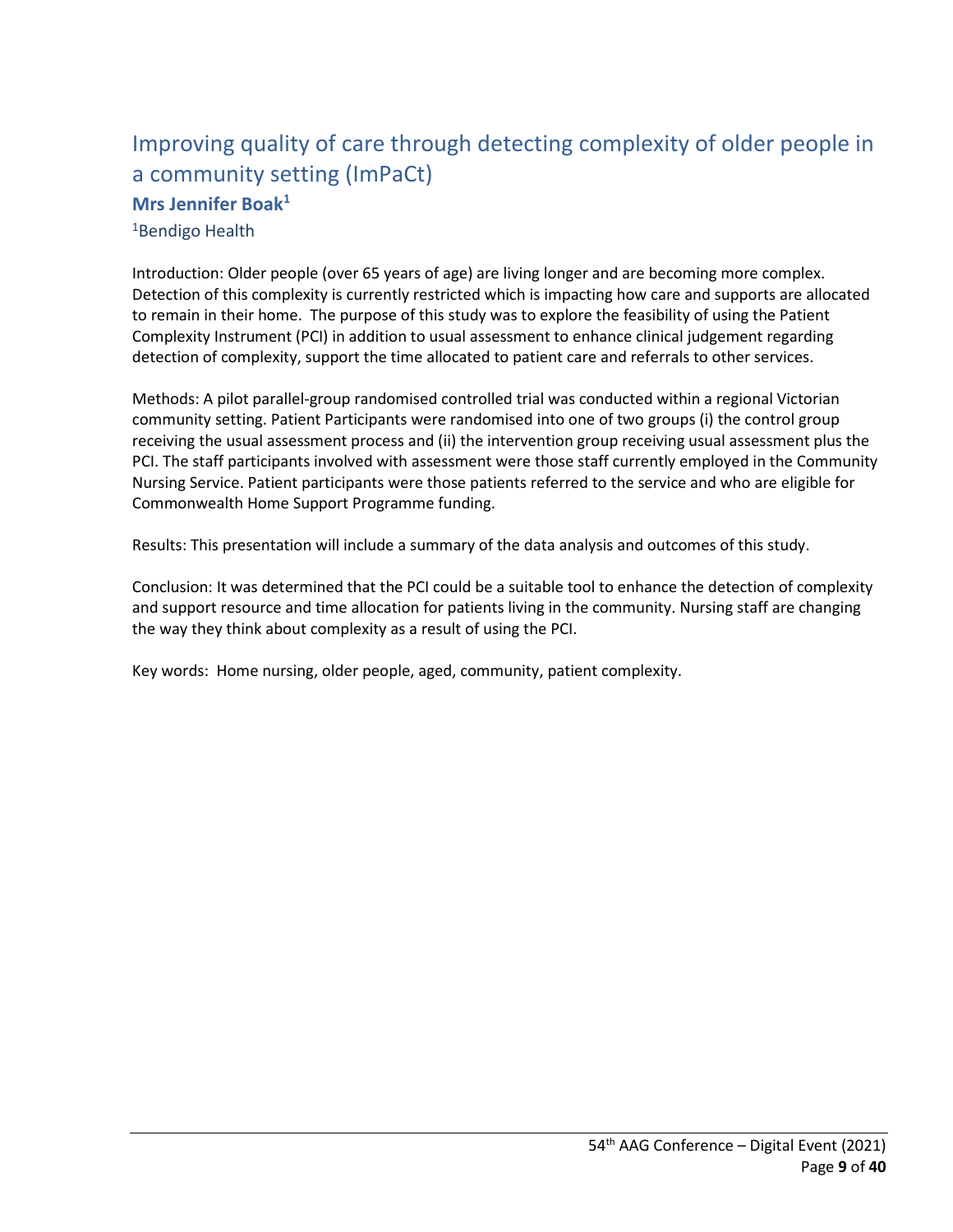# Improving quality of care through detecting complexity of older people in a community setting (ImPaCt)

**Mrs Jennifer Boak[1]**

[1]Bendigo Health

Introduction: Older people (over 65 years of age) are living longer and are becoming more complex. Detection of this complexity is currently restricted which is impacting how care and supports are allocated to remain in their home. The purpose of this study was to explore the feasibility of using the Patient Complexity Instrument (PCI) in addition to usual assessment to enhance clinical judgement regarding detection of complexity, support the time allocated to patient care and referrals to other services.

Methods: A pilot parallel-group randomised controlled trial was conducted within a regional Victorian community setting. Patient Participants were randomised into one of two groups (i) the control group receiving the usual assessment process and (ii) the intervention group receiving usual assessment plus the PCI. The staff participants involved with assessment were those staff currently employed in the Community Nursing Service. Patient participants were those patients referred to the service and who are eligible for Commonwealth Home Support Programme funding.

Results: This presentation will include a summary of the data analysis and outcomes of this study.

Conclusion: It was determined that the PCI could be a suitable tool to enhance the detection of complexity and support resource and time allocation for patients living in the community. Nursing staff are changing the way they think about complexity as a result of using the PCI.

Key words: Home nursing, older people, aged, community, patient complexity.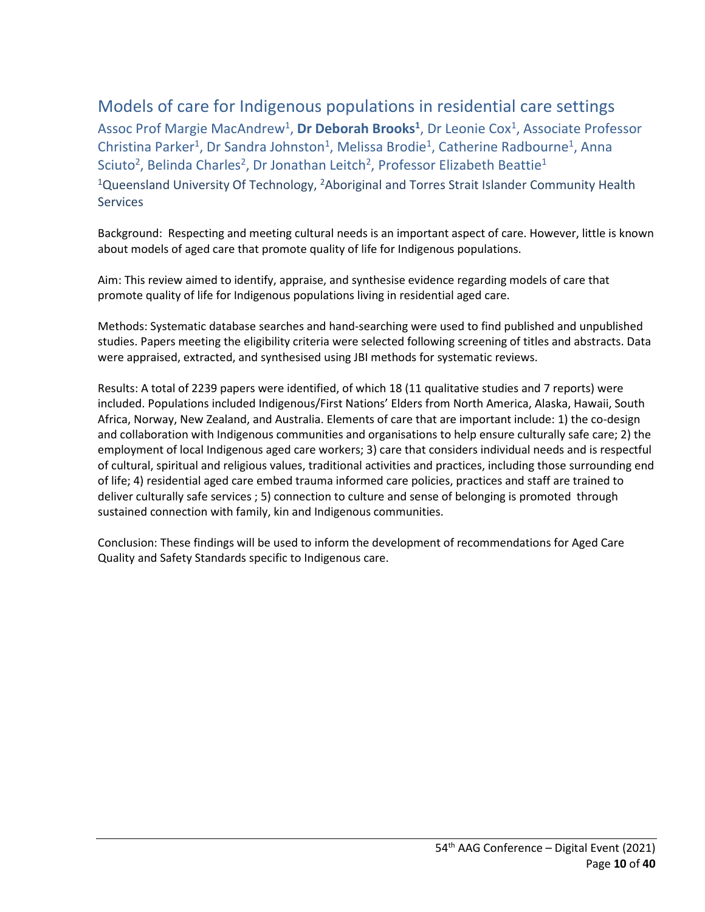## Models of care for Indigenous populations in residential care settings

Assoc Prof Margie MacAndrew[1], **Dr Deborah Brooks[1]**, Dr Leonie Cox[1], Associate Professor Christina Parker[1], Dr Sandra Johnston[1], Melissa Brodie[1], Catherine Radbourne[1], Anna Sciuto[2], Belinda Charles[2], Dr Jonathan Leitch[2], Professor Elizabeth Beattie[1]

[1]Queensland University Of Technology, [2]Aboriginal and Torres Strait Islander Community Health Services

Background: Respecting and meeting cultural needs is an important aspect of care. However, little is known about models of aged care that promote quality of life for Indigenous populations.

Aim: This review aimed to identify, appraise, and synthesise evidence regarding models of care that promote quality of life for Indigenous populations living in residential aged care.

Methods: Systematic database searches and hand-searching were used to find published and unpublished studies. Papers meeting the eligibility criteria were selected following screening of titles and abstracts. Data were appraised, extracted, and synthesised using JBI methods for systematic reviews.

Results: A total of 2239 papers were identified, of which 18 (11 qualitative studies and 7 reports) were included. Populations included Indigenous/First Nations' Elders from North America, Alaska, Hawaii, South Africa, Norway, New Zealand, and Australia. Elements of care that are important include: 1) the co-design and collaboration with Indigenous communities and organisations to help ensure culturally safe care; 2) the employment of local Indigenous aged care workers; 3) care that considers individual needs and is respectful of cultural, spiritual and religious values, traditional activities and practices, including those surrounding end of life; 4) residential aged care embed trauma informed care policies, practices and staff are trained to deliver culturally safe services ; 5) connection to culture and sense of belonging is promoted through sustained connection with family, kin and Indigenous communities.

Conclusion: These findings will be used to inform the development of recommendations for Aged Care Quality and Safety Standards specific to Indigenous care.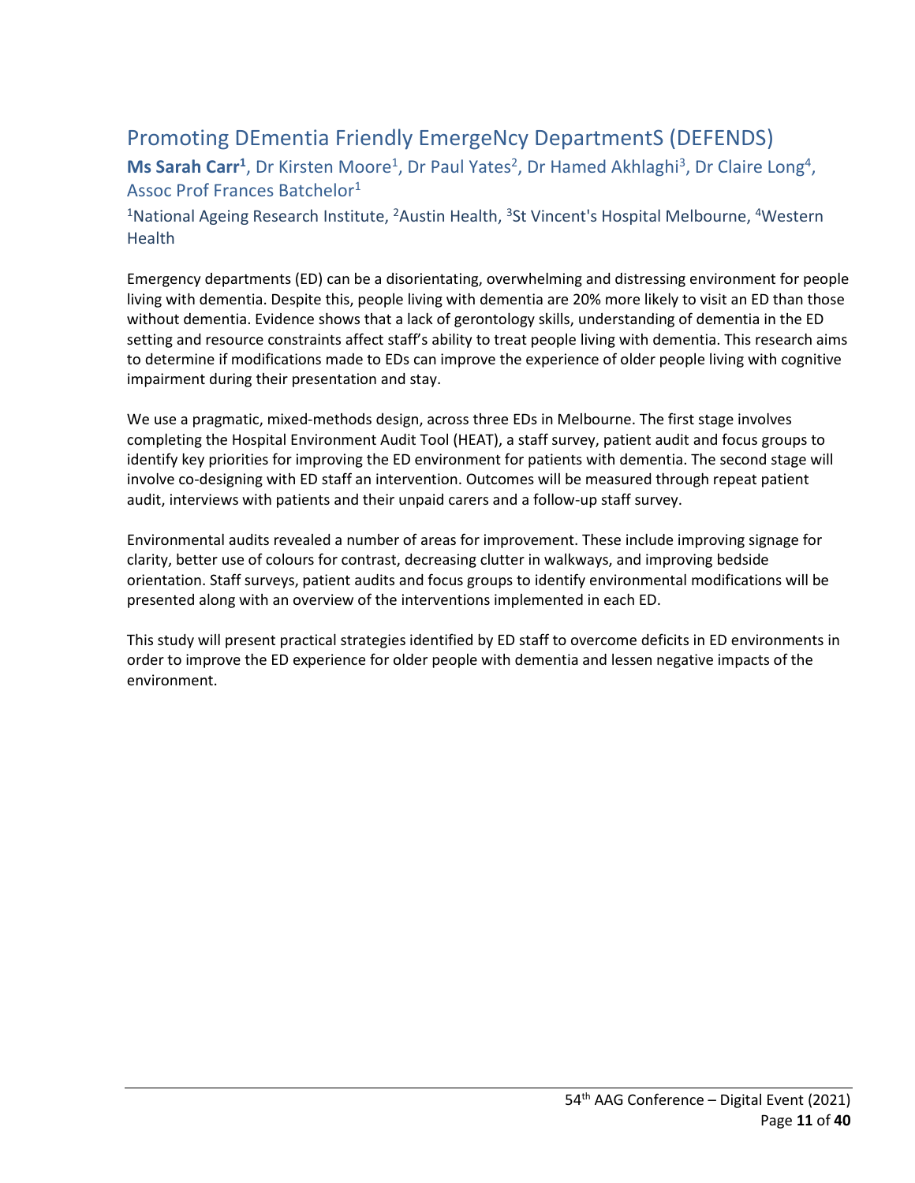## Promoting DEmentia Friendly EmergeNcy DepartmentS (DEFENDS)

**Ms Sarah Carr**[1], Dr Kirsten Moore[1], Dr Paul Yates[2], Dr Hamed Akhlaghi[3], Dr Claire Long[4], Assoc Prof Frances Batchelor[1]

[1]National Ageing Research Institute, [2]Austin Health, [3]St Vincent's Hospital Melbourne, [4]Western Health

Emergency departments (ED) can be a disorientating, overwhelming and distressing environment for people living with dementia. Despite this, people living with dementia are 20% more likely to visit an ED than those without dementia. Evidence shows that a lack of gerontology skills, understanding of dementia in the ED setting and resource constraints affect staff's ability to treat people living with dementia. This research aims to determine if modifications made to EDs can improve the experience of older people living with cognitive impairment during their presentation and stay.

We use a pragmatic, mixed-methods design, across three EDs in Melbourne. The first stage involves completing the Hospital Environment Audit Tool (HEAT), a staff survey, patient audit and focus groups to identify key priorities for improving the ED environment for patients with dementia. The second stage will involve co-designing with ED staff an intervention. Outcomes will be measured through repeat patient audit, interviews with patients and their unpaid carers and a follow-up staff survey.

Environmental audits revealed a number of areas for improvement. These include improving signage for clarity, better use of colours for contrast, decreasing clutter in walkways, and improving bedside orientation. Staff surveys, patient audits and focus groups to identify environmental modifications will be presented along with an overview of the interventions implemented in each ED.

This study will present practical strategies identified by ED staff to overcome deficits in ED environments in order to improve the ED experience for older people with dementia and lessen negative impacts of the environment.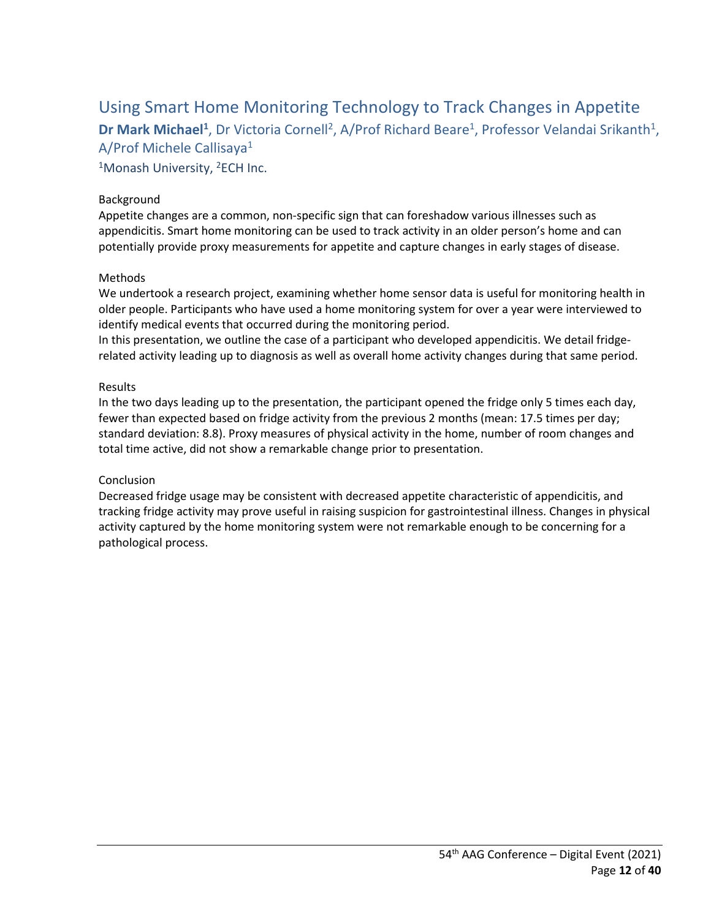## Using Smart Home Monitoring Technology to Track Changes in Appetite

**Dr Mark Michael[1]**, Dr Victoria Cornell[2], A/Prof Richard Beare[1], Professor Velandai Srikanth[1], A/Prof Michele Callisaya[1]

[1]Monash University, [2]ECH Inc.

Background

Appetite changes are a common, non-specific sign that can foreshadow various illnesses such as appendicitis. Smart home monitoring can be used to track activity in an older person's home and can potentially provide proxy measurements for appetite and capture changes in early stages of disease.

Methods

We undertook a research project, examining whether home sensor data is useful for monitoring health in older people. Participants who have used a home monitoring system for over a year were interviewed to identify medical events that occurred during the monitoring period.

In this presentation, we outline the case of a participant who developed appendicitis. We detail fridge-related activity leading up to diagnosis as well as overall home activity changes during that same period.

Results

In the two days leading up to the presentation, the participant opened the fridge only 5 times each day, fewer than expected based on fridge activity from the previous 2 months (mean: 17.5 times per day; standard deviation: 8.8). Proxy measures of physical activity in the home, number of room changes and total time active, did not show a remarkable change prior to presentation.

Conclusion

Decreased fridge usage may be consistent with decreased appetite characteristic of appendicitis, and tracking fridge activity may prove useful in raising suspicion for gastrointestinal illness. Changes in physical activity captured by the home monitoring system were not remarkable enough to be concerning for a pathological process.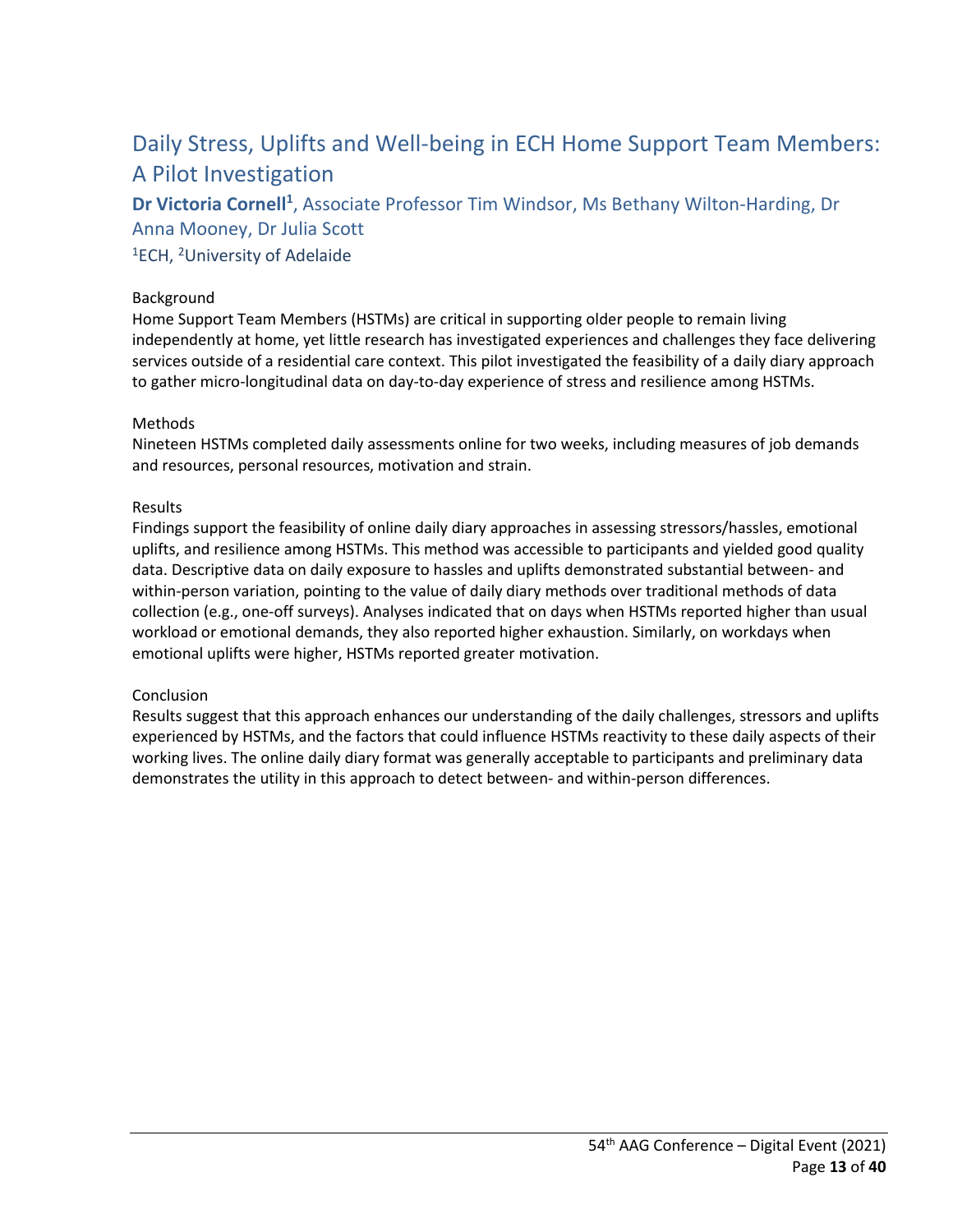## Daily Stress, Uplifts and Well-being in ECH Home Support Team Members: A Pilot Investigation

**Dr Victoria Cornell**[1], Associate Professor Tim Windsor, Ms Bethany Wilton-Harding, Dr Anna Mooney, Dr Julia Scott

[1]ECH, [2]University of Adelaide

Background

Home Support Team Members (HSTMs) are critical in supporting older people to remain living independently at home, yet little research has investigated experiences and challenges they face delivering services outside of a residential care context. This pilot investigated the feasibility of a daily diary approach to gather micro-longitudinal data on day-to-day experience of stress and resilience among HSTMs.

Methods

Nineteen HSTMs completed daily assessments online for two weeks, including measures of job demands and resources, personal resources, motivation and strain.

Results

Findings support the feasibility of online daily diary approaches in assessing stressors/hassles, emotional uplifts, and resilience among HSTMs. This method was accessible to participants and yielded good quality data. Descriptive data on daily exposure to hassles and uplifts demonstrated substantial between- and within-person variation, pointing to the value of daily diary methods over traditional methods of data collection (e.g., one-off surveys). Analyses indicated that on days when HSTMs reported higher than usual workload or emotional demands, they also reported higher exhaustion. Similarly, on workdays when emotional uplifts were higher, HSTMs reported greater motivation.

Conclusion

Results suggest that this approach enhances our understanding of the daily challenges, stressors and uplifts experienced by HSTMs, and the factors that could influence HSTMs reactivity to these daily aspects of their working lives. The online daily diary format was generally acceptable to participants and preliminary data demonstrates the utility in this approach to detect between- and within-person differences.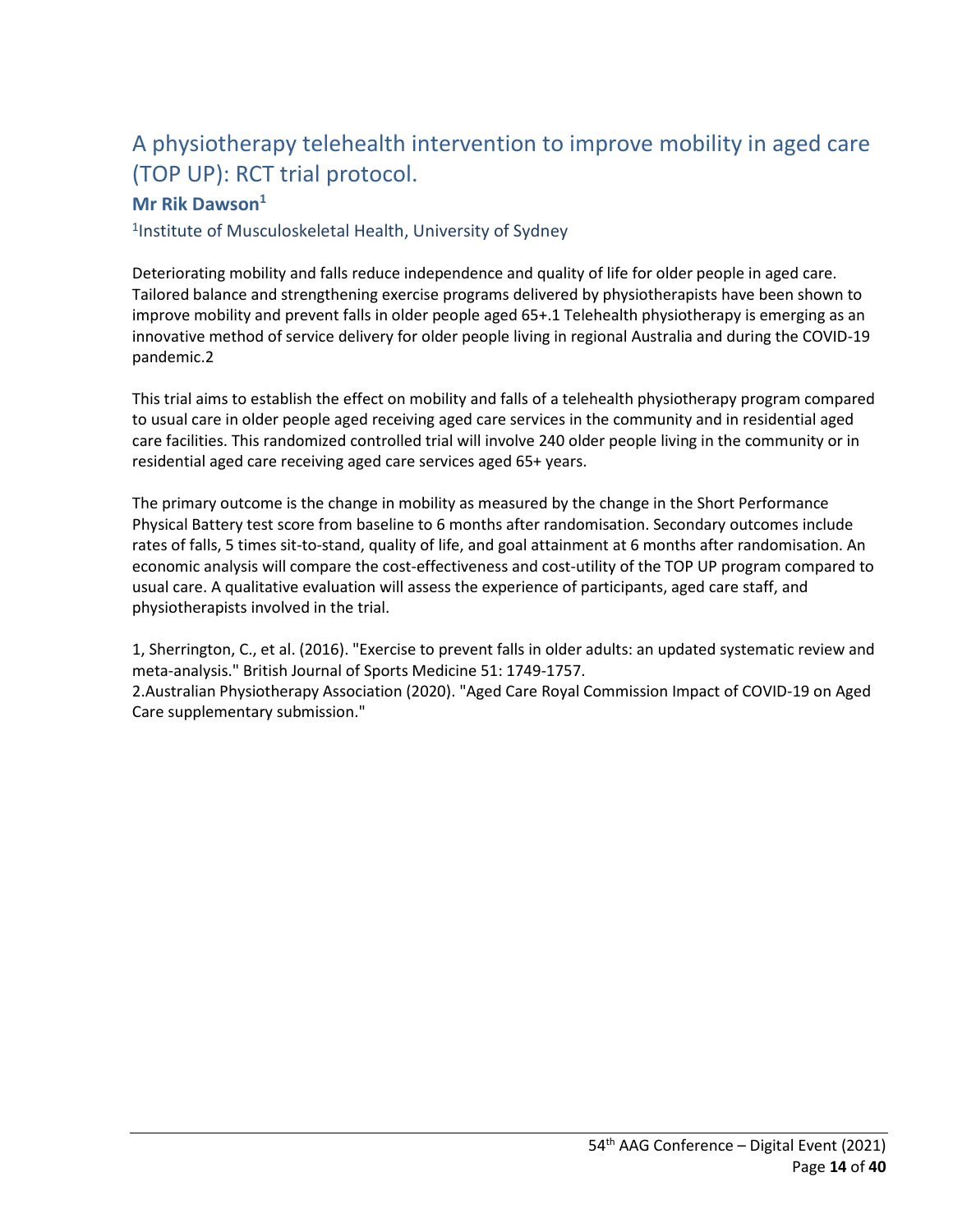# A physiotherapy telehealth intervention to improve mobility in aged care (TOP UP): RCT trial protocol.

**Mr Rik Dawson[1]**

[1]Institute of Musculoskeletal Health, University of Sydney

Deteriorating mobility and falls reduce independence and quality of life for older people in aged care. Tailored balance and strengthening exercise programs delivered by physiotherapists have been shown to improve mobility and prevent falls in older people aged 65+.1 Telehealth physiotherapy is emerging as an innovative method of service delivery for older people living in regional Australia and during the COVID-19 pandemic.2

This trial aims to establish the effect on mobility and falls of a telehealth physiotherapy program compared to usual care in older people aged receiving aged care services in the community and in residential aged care facilities. This randomized controlled trial will involve 240 older people living in the community or in residential aged care receiving aged care services aged 65+ years.

The primary outcome is the change in mobility as measured by the change in the Short Performance Physical Battery test score from baseline to 6 months after randomisation. Secondary outcomes include rates of falls, 5 times sit-to-stand, quality of life, and goal attainment at 6 months after randomisation. An economic analysis will compare the cost-effectiveness and cost-utility of the TOP UP program compared to usual care. A qualitative evaluation will assess the experience of participants, aged care staff, and physiotherapists involved in the trial.

1, Sherrington, C., et al. (2016). "Exercise to prevent falls in older adults: an updated systematic review and meta-analysis." British Journal of Sports Medicine 51: 1749-1757.
2.Australian Physiotherapy Association (2020). "Aged Care Royal Commission Impact of COVID-19 on Aged Care supplementary submission."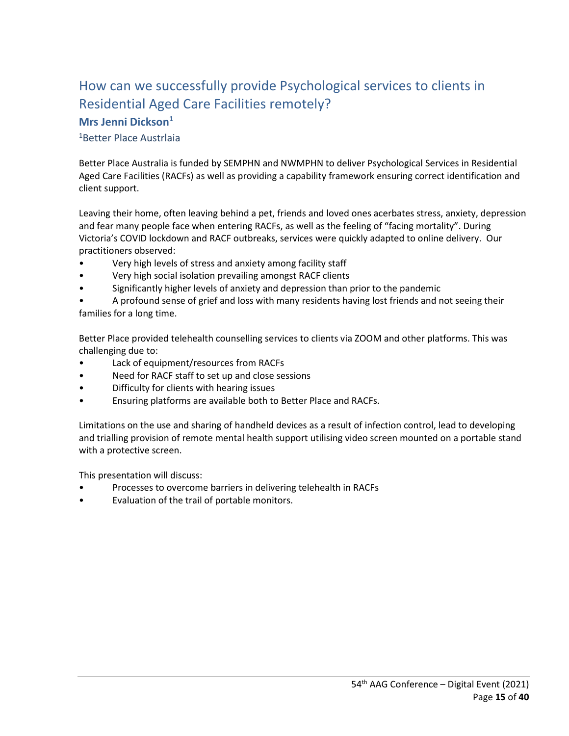## How can we successfully provide Psychological services to clients in Residential Aged Care Facilities remotely?

**Mrs Jenni Dickson**[1]

[1]Better Place Austrlaia

Better Place Australia is funded by SEMPHN and NWMPHN to deliver Psychological Services in Residential Aged Care Facilities (RACFs) as well as providing a capability framework ensuring correct identification and client support.

Leaving their home, often leaving behind a pet, friends and loved ones acerbates stress, anxiety, depression and fear many people face when entering RACFs, as well as the feeling of "facing mortality". During Victoria's COVID lockdown and RACF outbreaks, services were quickly adapted to online delivery. Our practitioners observed:

- Very high levels of stress and anxiety among facility staff
- Very high social isolation prevailing amongst RACF clients
- Significantly higher levels of anxiety and depression than prior to the pandemic
- A profound sense of grief and loss with many residents having lost friends and not seeing their families for a long time.

Better Place provided telehealth counselling services to clients via ZOOM and other platforms. This was challenging due to:

- Lack of equipment/resources from RACFs
- Need for RACF staff to set up and close sessions
- Difficulty for clients with hearing issues
- Ensuring platforms are available both to Better Place and RACFs.

Limitations on the use and sharing of handheld devices as a result of infection control, lead to developing and trialling provision of remote mental health support utilising video screen mounted on a portable stand with a protective screen.

This presentation will discuss:

- Processes to overcome barriers in delivering telehealth in RACFs
- Evaluation of the trail of portable monitors.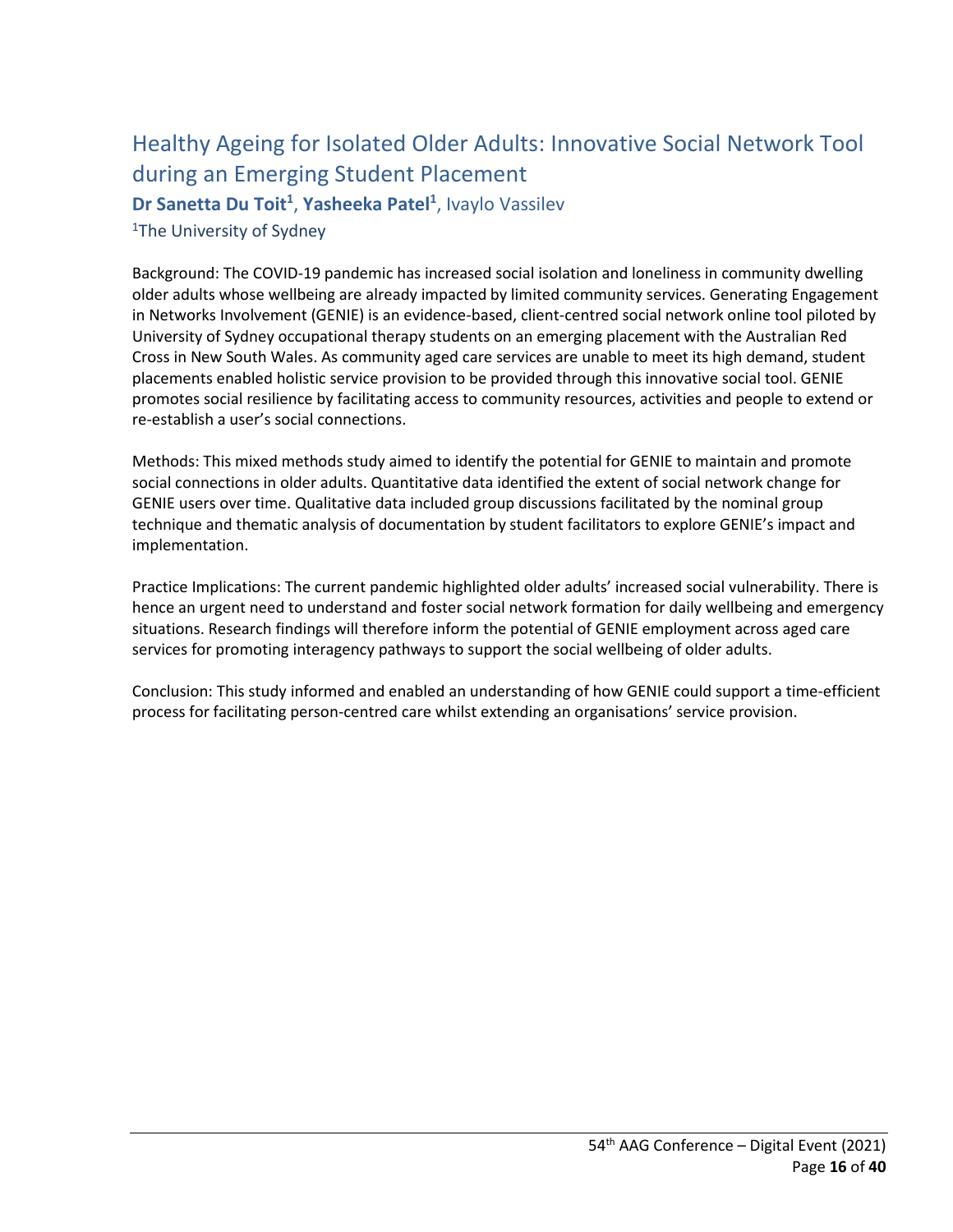## Healthy Ageing for Isolated Older Adults: Innovative Social Network Tool during an Emerging Student Placement

**Dr Sanetta Du Toit**[1], **Yasheeka Patel**[1], Ivaylo Vassilev

[1]The University of Sydney

Background: The COVID-19 pandemic has increased social isolation and loneliness in community dwelling older adults whose wellbeing are already impacted by limited community services. Generating Engagement in Networks Involvement (GENIE) is an evidence-based, client-centred social network online tool piloted by University of Sydney occupational therapy students on an emerging placement with the Australian Red Cross in New South Wales. As community aged care services are unable to meet its high demand, student placements enabled holistic service provision to be provided through this innovative social tool. GENIE promotes social resilience by facilitating access to community resources, activities and people to extend or re-establish a user's social connections.

Methods: This mixed methods study aimed to identify the potential for GENIE to maintain and promote social connections in older adults. Quantitative data identified the extent of social network change for GENIE users over time. Qualitative data included group discussions facilitated by the nominal group technique and thematic analysis of documentation by student facilitators to explore GENIE's impact and implementation.

Practice Implications: The current pandemic highlighted older adults' increased social vulnerability. There is hence an urgent need to understand and foster social network formation for daily wellbeing and emergency situations. Research findings will therefore inform the potential of GENIE employment across aged care services for promoting interagency pathways to support the social wellbeing of older adults.

Conclusion: This study informed and enabled an understanding of how GENIE could support a time-efficient process for facilitating person-centred care whilst extending an organisations' service provision.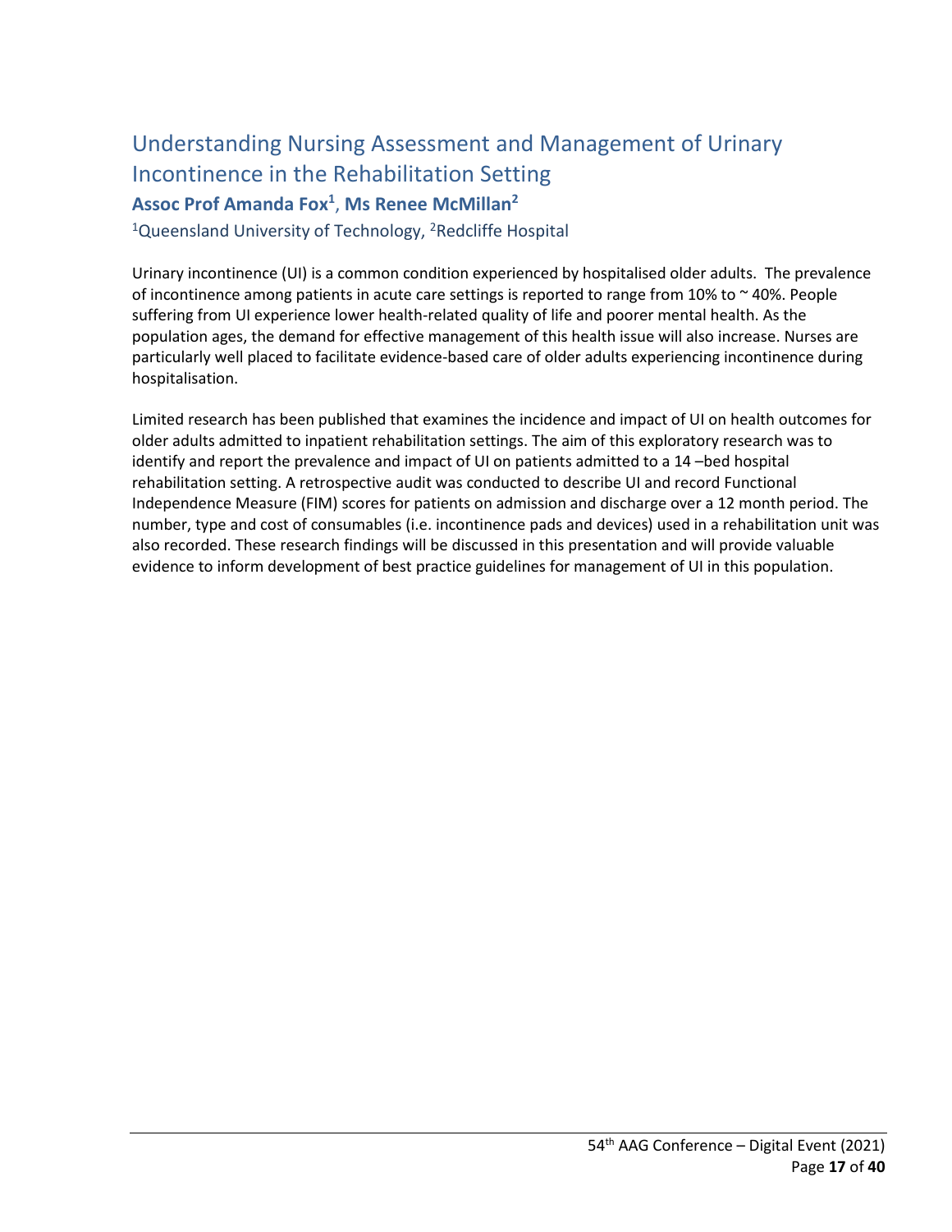## Understanding Nursing Assessment and Management of Urinary Incontinence in the Rehabilitation Setting

**Assoc Prof Amanda Fox[1], Ms Renee McMillan[2]**

[1]Queensland University of Technology, [2]Redcliffe Hospital

Urinary incontinence (UI) is a common condition experienced by hospitalised older adults. The prevalence of incontinence among patients in acute care settings is reported to range from 10% to ~ 40%. People suffering from UI experience lower health-related quality of life and poorer mental health. As the population ages, the demand for effective management of this health issue will also increase. Nurses are particularly well placed to facilitate evidence-based care of older adults experiencing incontinence during hospitalisation.

Limited research has been published that examines the incidence and impact of UI on health outcomes for older adults admitted to inpatient rehabilitation settings. The aim of this exploratory research was to identify and report the prevalence and impact of UI on patients admitted to a 14 –bed hospital rehabilitation setting. A retrospective audit was conducted to describe UI and record Functional Independence Measure (FIM) scores for patients on admission and discharge over a 12 month period. The number, type and cost of consumables (i.e. incontinence pads and devices) used in a rehabilitation unit was also recorded. These research findings will be discussed in this presentation and will provide valuable evidence to inform development of best practice guidelines for management of UI in this population.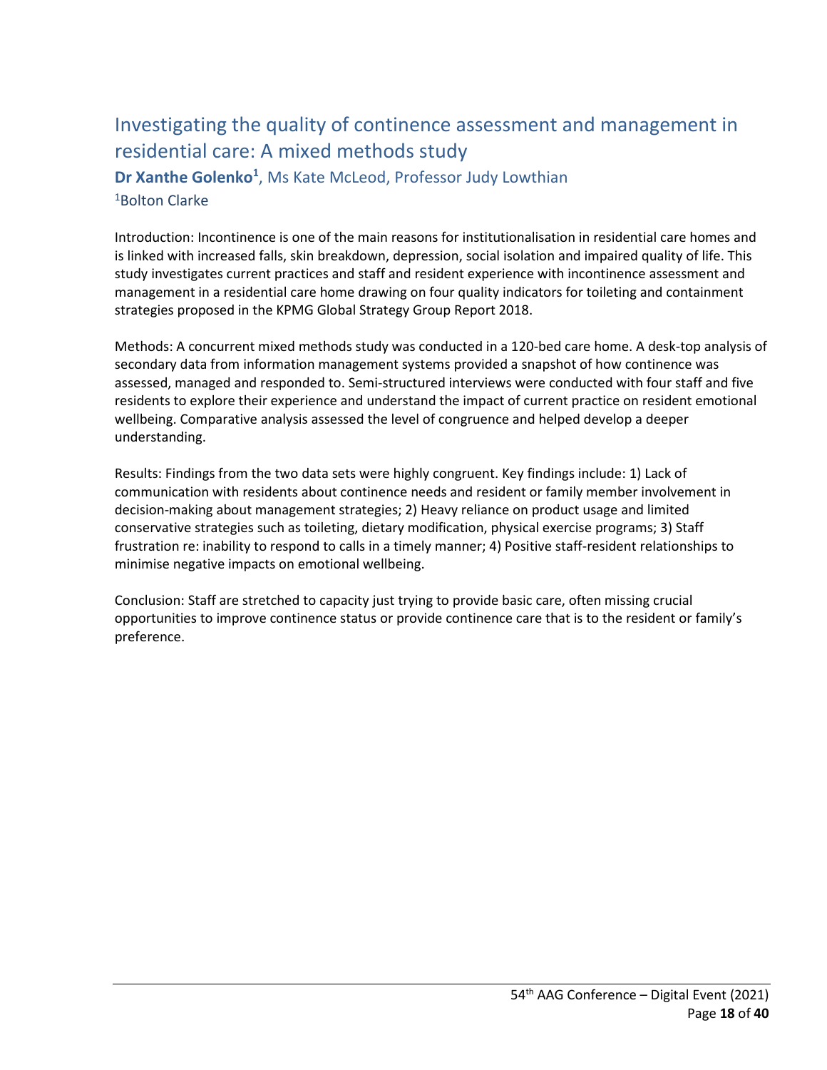## Investigating the quality of continence assessment and management in residential care: A mixed methods study

**Dr Xanthe Golenko[1]**, Ms Kate McLeod, Professor Judy Lowthian

[1]Bolton Clarke

Introduction: Incontinence is one of the main reasons for institutionalisation in residential care homes and is linked with increased falls, skin breakdown, depression, social isolation and impaired quality of life. This study investigates current practices and staff and resident experience with incontinence assessment and management in a residential care home drawing on four quality indicators for toileting and containment strategies proposed in the KPMG Global Strategy Group Report 2018.

Methods: A concurrent mixed methods study was conducted in a 120-bed care home. A desk-top analysis of secondary data from information management systems provided a snapshot of how continence was assessed, managed and responded to. Semi-structured interviews were conducted with four staff and five residents to explore their experience and understand the impact of current practice on resident emotional wellbeing. Comparative analysis assessed the level of congruence and helped develop a deeper understanding.

Results: Findings from the two data sets were highly congruent. Key findings include: 1) Lack of communication with residents about continence needs and resident or family member involvement in decision-making about management strategies; 2) Heavy reliance on product usage and limited conservative strategies such as toileting, dietary modification, physical exercise programs; 3) Staff frustration re: inability to respond to calls in a timely manner; 4) Positive staff-resident relationships to minimise negative impacts on emotional wellbeing.

Conclusion: Staff are stretched to capacity just trying to provide basic care, often missing crucial opportunities to improve continence status or provide continence care that is to the resident or family's preference.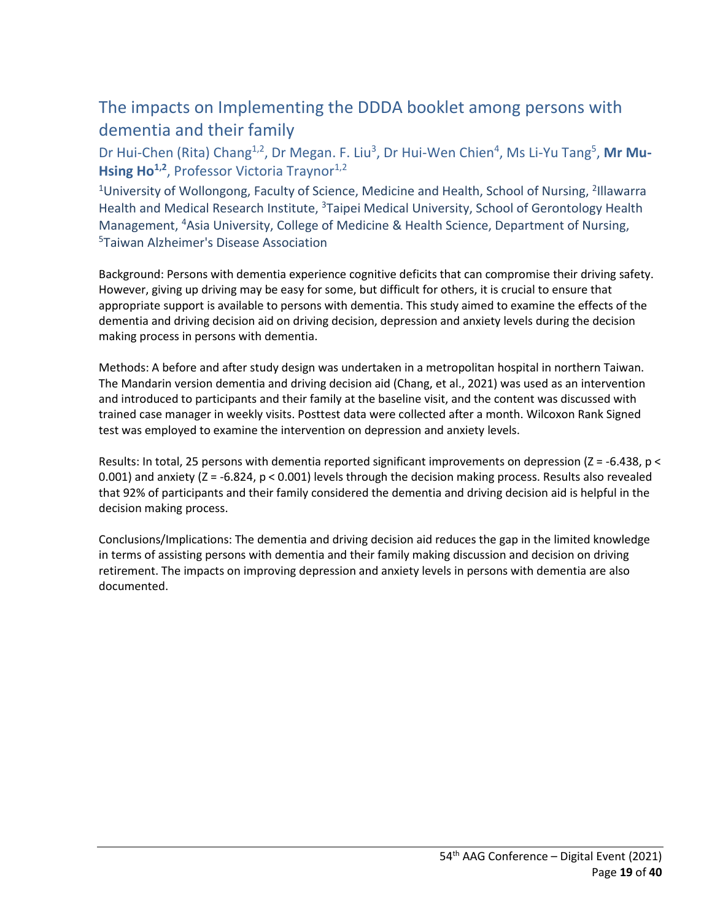## The impacts on Implementing the DDDA booklet among persons with dementia and their family

Dr Hui-Chen (Rita) Chang[1,2], Dr Megan. F. Liu[3], Dr Hui-Wen Chien[4], Ms Li-Yu Tang[5], **Mr Mu-Hsing Ho[1,2]**, Professor Victoria Traynor[1,2]

[1]University of Wollongong, Faculty of Science, Medicine and Health, School of Nursing, [2]Illawarra Health and Medical Research Institute, [3]Taipei Medical University, School of Gerontology Health Management, [4]Asia University, College of Medicine & Health Science, Department of Nursing, [5]Taiwan Alzheimer's Disease Association

Background: Persons with dementia experience cognitive deficits that can compromise their driving safety. However, giving up driving may be easy for some, but difficult for others, it is crucial to ensure that appropriate support is available to persons with dementia. This study aimed to examine the effects of the dementia and driving decision aid on driving decision, depression and anxiety levels during the decision making process in persons with dementia.

Methods: A before and after study design was undertaken in a metropolitan hospital in northern Taiwan. The Mandarin version dementia and driving decision aid (Chang, et al., 2021) was used as an intervention and introduced to participants and their family at the baseline visit, and the content was discussed with trained case manager in weekly visits. Posttest data were collected after a month. Wilcoxon Rank Signed test was employed to examine the intervention on depression and anxiety levels.

Results: In total, 25 persons with dementia reported significant improvements on depression ($Z = -6.438$, $p < 0.001$) and anxiety ($Z = -6.824$, $p < 0.001$) levels through the decision making process. Results also revealed that 92% of participants and their family considered the dementia and driving decision aid is helpful in the decision making process.

Conclusions/Implications: The dementia and driving decision aid reduces the gap in the limited knowledge in terms of assisting persons with dementia and their family making discussion and decision on driving retirement. The impacts on improving depression and anxiety levels in persons with dementia are also documented.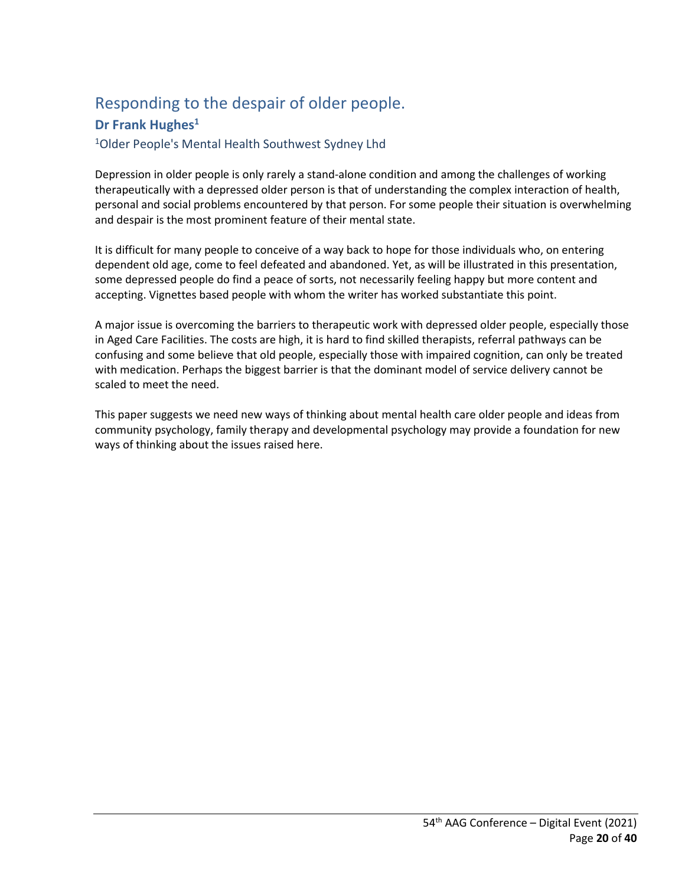## Responding to the despair of older people.

**Dr Frank Hughes**[1]

[1]Older People's Mental Health Southwest Sydney Lhd

Depression in older people is only rarely a stand-alone condition and among the challenges of working therapeutically with a depressed older person is that of understanding the complex interaction of health, personal and social problems encountered by that person. For some people their situation is overwhelming and despair is the most prominent feature of their mental state.

It is difficult for many people to conceive of a way back to hope for those individuals who, on entering dependent old age, come to feel defeated and abandoned. Yet, as will be illustrated in this presentation, some depressed people do find a peace of sorts, not necessarily feeling happy but more content and accepting. Vignettes based people with whom the writer has worked substantiate this point.

A major issue is overcoming the barriers to therapeutic work with depressed older people, especially those in Aged Care Facilities. The costs are high, it is hard to find skilled therapists, referral pathways can be confusing and some believe that old people, especially those with impaired cognition, can only be treated with medication. Perhaps the biggest barrier is that the dominant model of service delivery cannot be scaled to meet the need.

This paper suggests we need new ways of thinking about mental health care older people and ideas from community psychology, family therapy and developmental psychology may provide a foundation for new ways of thinking about the issues raised here.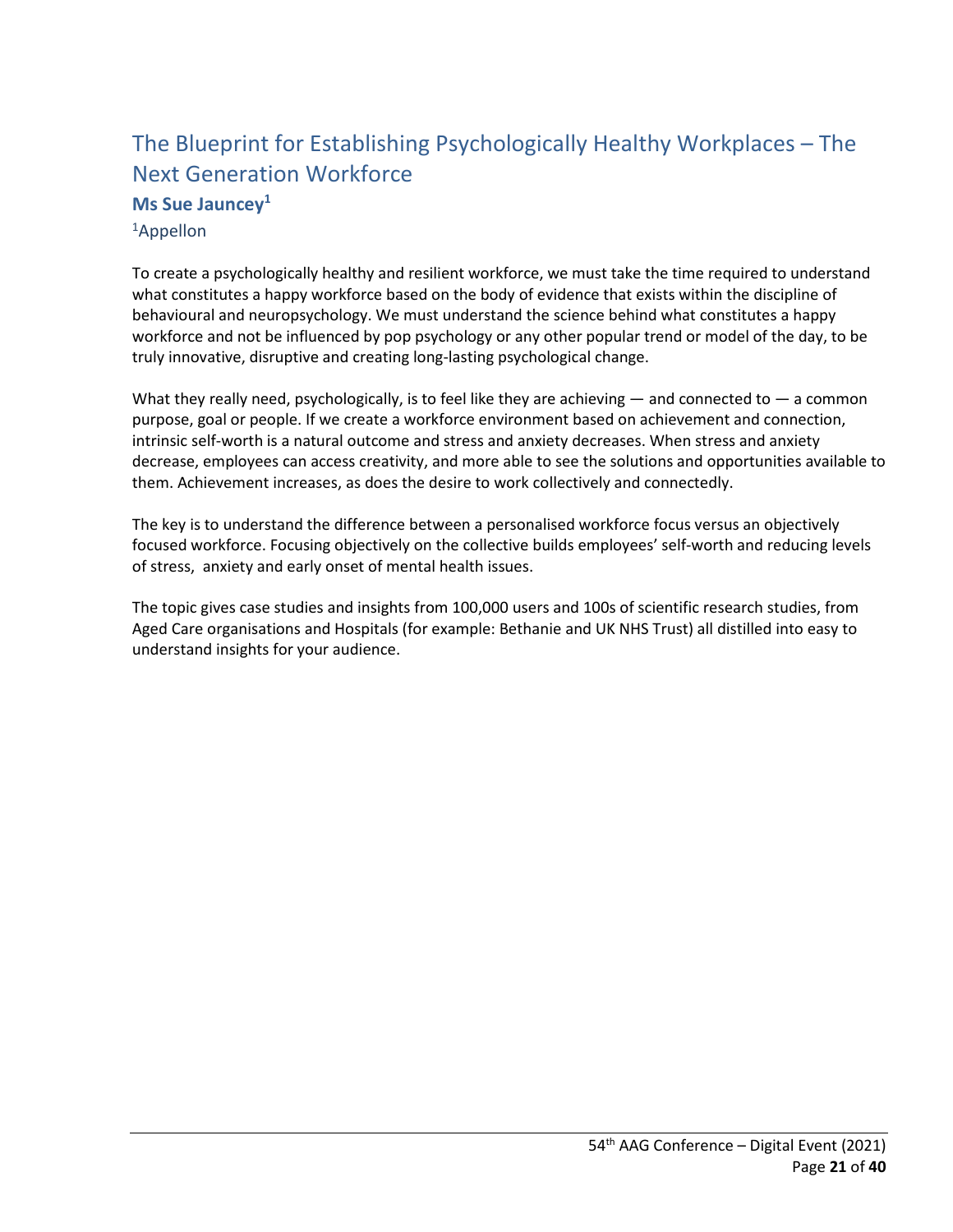## The Blueprint for Establishing Psychologically Healthy Workplaces – The Next Generation Workforce

**Ms Sue Jauncey[1]**

[1]Appellon

To create a psychologically healthy and resilient workforce, we must take the time required to understand what constitutes a happy workforce based on the body of evidence that exists within the discipline of behavioural and neuropsychology. We must understand the science behind what constitutes a happy workforce and not be influenced by pop psychology or any other popular trend or model of the day, to be truly innovative, disruptive and creating long-lasting psychological change.

What they really need, psychologically, is to feel like they are achieving — and connected to — a common purpose, goal or people. If we create a workforce environment based on achievement and connection, intrinsic self-worth is a natural outcome and stress and anxiety decreases. When stress and anxiety decrease, employees can access creativity, and more able to see the solutions and opportunities available to them. Achievement increases, as does the desire to work collectively and connectedly.

The key is to understand the difference between a personalised workforce focus versus an objectively focused workforce. Focusing objectively on the collective builds employees' self-worth and reducing levels of stress, anxiety and early onset of mental health issues.

The topic gives case studies and insights from 100,000 users and 100s of scientific research studies, from Aged Care organisations and Hospitals (for example: Bethanie and UK NHS Trust) all distilled into easy to understand insights for your audience.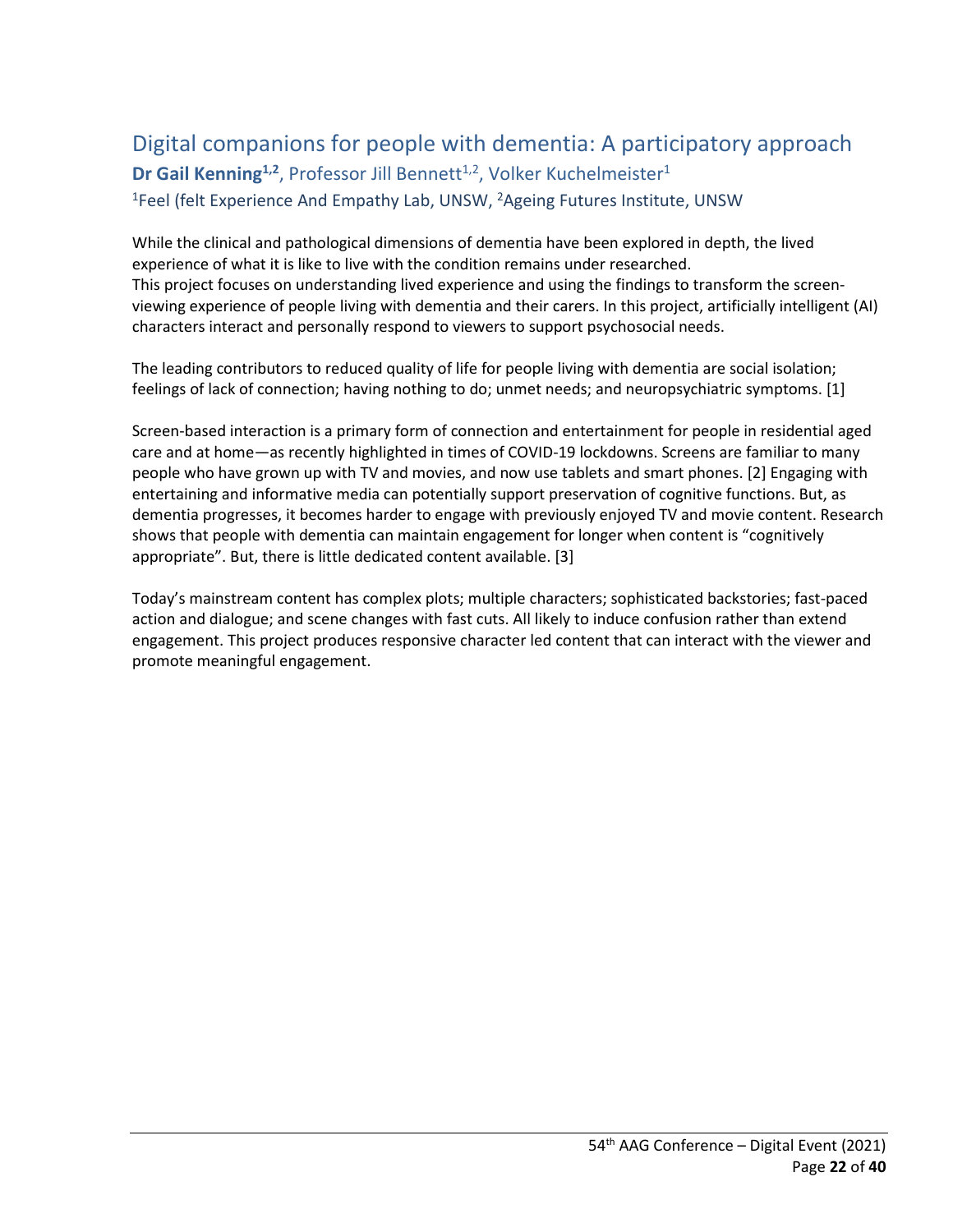## Digital companions for people with dementia: A participatory approach

**Dr Gail Kenning[1,2]**, Professor Jill Bennett[1,2], Volker Kuchelmeister[1]

[1]Feel (felt Experience And Empathy Lab, UNSW, [2]Ageing Futures Institute, UNSW

While the clinical and pathological dimensions of dementia have been explored in depth, the lived experience of what it is like to live with the condition remains under researched.
This project focuses on understanding lived experience and using the findings to transform the screen-viewing experience of people living with dementia and their carers. In this project, artificially intelligent (AI) characters interact and personally respond to viewers to support psychosocial needs.

The leading contributors to reduced quality of life for people living with dementia are social isolation; feelings of lack of connection; having nothing to do; unmet needs; and neuropsychiatric symptoms. [1]

Screen-based interaction is a primary form of connection and entertainment for people in residential aged care and at home—as recently highlighted in times of COVID-19 lockdowns. Screens are familiar to many people who have grown up with TV and movies, and now use tablets and smart phones. [2] Engaging with entertaining and informative media can potentially support preservation of cognitive functions. But, as dementia progresses, it becomes harder to engage with previously enjoyed TV and movie content. Research shows that people with dementia can maintain engagement for longer when content is "cognitively appropriate". But, there is little dedicated content available. [3]

Today's mainstream content has complex plots; multiple characters; sophisticated backstories; fast-paced action and dialogue; and scene changes with fast cuts. All likely to induce confusion rather than extend engagement. This project produces responsive character led content that can interact with the viewer and promote meaningful engagement.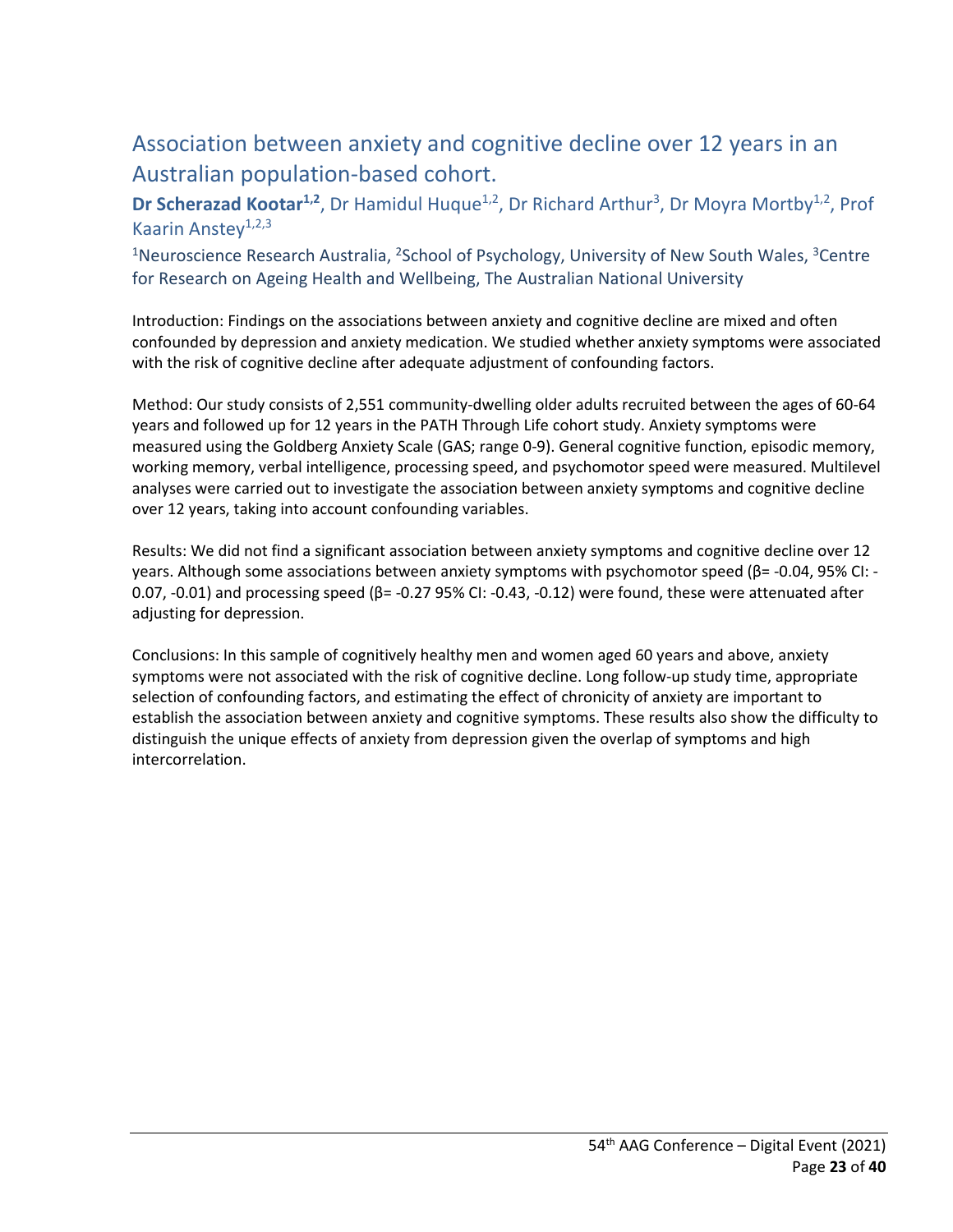## Association between anxiety and cognitive decline over 12 years in an Australian population-based cohort.

**Dr Scherazad Kootar[1,2]**, Dr Hamidul Huque[1,2], Dr Richard Arthur[3], Dr Moyra Mortby[1,2], Prof Kaarin Anstey[1,2,3]

[1]Neuroscience Research Australia, [2]School of Psychology, University of New South Wales, [3]Centre for Research on Ageing Health and Wellbeing, The Australian National University

Introduction: Findings on the associations between anxiety and cognitive decline are mixed and often confounded by depression and anxiety medication. We studied whether anxiety symptoms were associated with the risk of cognitive decline after adequate adjustment of confounding factors.

Method: Our study consists of 2,551 community-dwelling older adults recruited between the ages of 60-64 years and followed up for 12 years in the PATH Through Life cohort study. Anxiety symptoms were measured using the Goldberg Anxiety Scale (GAS; range 0-9). General cognitive function, episodic memory, working memory, verbal intelligence, processing speed, and psychomotor speed were measured. Multilevel analyses were carried out to investigate the association between anxiety symptoms and cognitive decline over 12 years, taking into account confounding variables.

Results: We did not find a significant association between anxiety symptoms and cognitive decline over 12 years. Although some associations between anxiety symptoms with psychomotor speed ($\beta$= -0.04, 95% CI: -0.07, -0.01) and processing speed ($\beta$= -0.27 95% CI: -0.43, -0.12) were found, these were attenuated after adjusting for depression.

Conclusions: In this sample of cognitively healthy men and women aged 60 years and above, anxiety symptoms were not associated with the risk of cognitive decline. Long follow-up study time, appropriate selection of confounding factors, and estimating the effect of chronicity of anxiety are important to establish the association between anxiety and cognitive symptoms. These results also show the difficulty to distinguish the unique effects of anxiety from depression given the overlap of symptoms and high intercorrelation.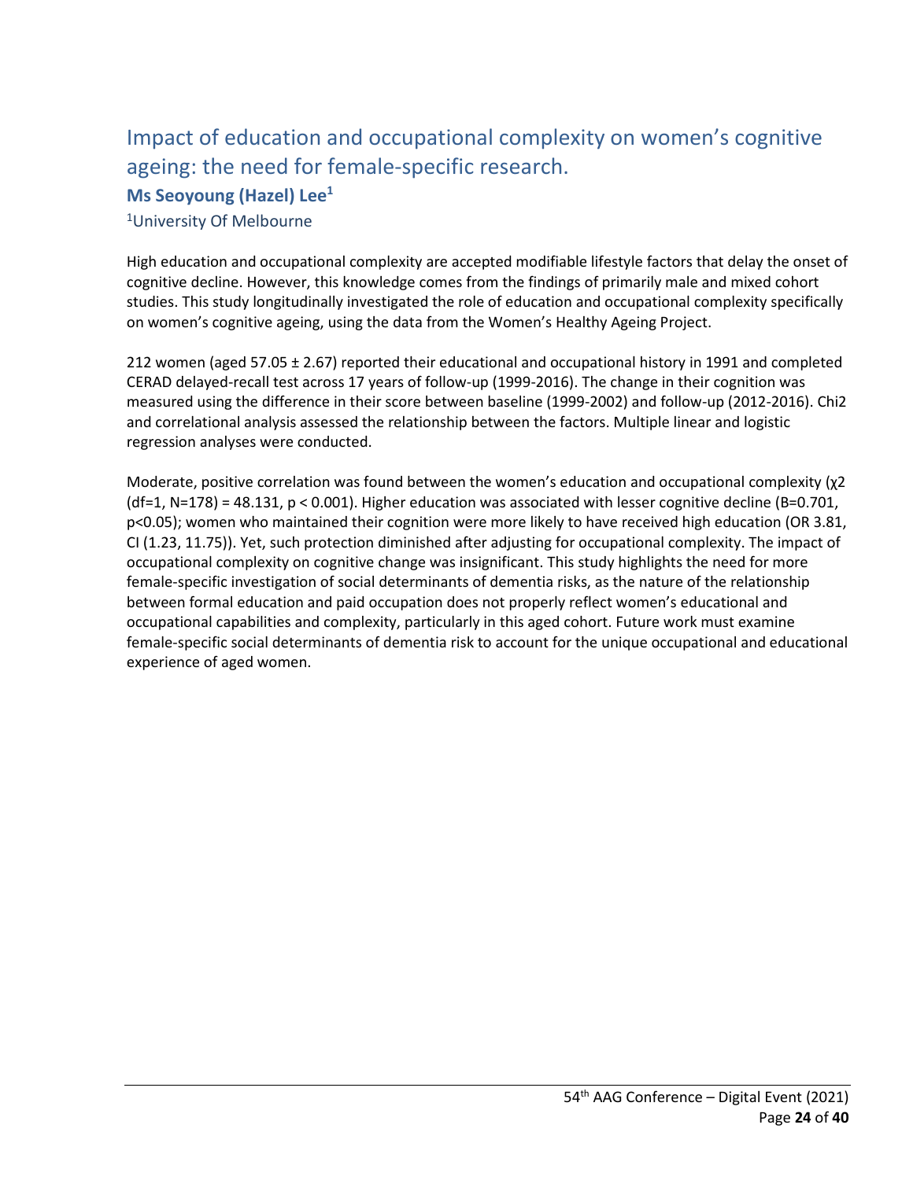## Impact of education and occupational complexity on women's cognitive ageing: the need for female-specific research.

**Ms Seoyoung (Hazel) Lee**[1]

[1]University Of Melbourne

High education and occupational complexity are accepted modifiable lifestyle factors that delay the onset of cognitive decline. However, this knowledge comes from the findings of primarily male and mixed cohort studies. This study longitudinally investigated the role of education and occupational complexity specifically on women's cognitive ageing, using the data from the Women's Healthy Ageing Project.

212 women (aged 57.05 ± 2.67) reported their educational and occupational history in 1991 and completed CERAD delayed-recall test across 17 years of follow-up (1999-2016). The change in their cognition was measured using the difference in their score between baseline (1999-2002) and follow-up (2012-2016). Chi2 and correlational analysis assessed the relationship between the factors. Multiple linear and logistic regression analyses were conducted.

Moderate, positive correlation was found between the women's education and occupational complexity ($\chi^2$ (df=1, N=178) = 48.131, $p < 0.001$). Higher education was associated with lesser cognitive decline (B=0.701, $p<0.05$); women who maintained their cognition were more likely to have received high education (OR 3.81, CI (1.23, 11.75)). Yet, such protection diminished after adjusting for occupational complexity. The impact of occupational complexity on cognitive change was insignificant. This study highlights the need for more female-specific investigation of social determinants of dementia risks, as the nature of the relationship between formal education and paid occupation does not properly reflect women's educational and occupational capabilities and complexity, particularly in this aged cohort. Future work must examine female-specific social determinants of dementia risk to account for the unique occupational and educational experience of aged women.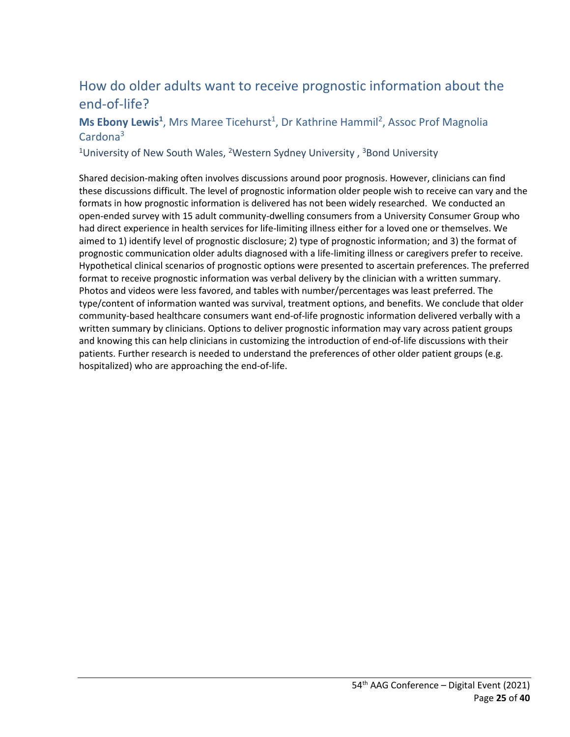## How do older adults want to receive prognostic information about the end-of-life?

**Ms Ebony Lewis[1]**, Mrs Maree Ticehurst[1], Dr Kathrine Hammil[2], Assoc Prof Magnolia Cardona[3]

[1]University of New South Wales, [2]Western Sydney University , [3]Bond University

Shared decision-making often involves discussions around poor prognosis. However, clinicians can find these discussions difficult. The level of prognostic information older people wish to receive can vary and the formats in how prognostic information is delivered has not been widely researched. We conducted an open-ended survey with 15 adult community-dwelling consumers from a University Consumer Group who had direct experience in health services for life-limiting illness either for a loved one or themselves. We aimed to 1) identify level of prognostic disclosure; 2) type of prognostic information; and 3) the format of prognostic communication older adults diagnosed with a life-limiting illness or caregivers prefer to receive. Hypothetical clinical scenarios of prognostic options were presented to ascertain preferences. The preferred format to receive prognostic information was verbal delivery by the clinician with a written summary. Photos and videos were less favored, and tables with number/percentages was least preferred. The type/content of information wanted was survival, treatment options, and benefits. We conclude that older community-based healthcare consumers want end-of-life prognostic information delivered verbally with a written summary by clinicians. Options to deliver prognostic information may vary across patient groups and knowing this can help clinicians in customizing the introduction of end-of-life discussions with their patients. Further research is needed to understand the preferences of other older patient groups (e.g. hospitalized) who are approaching the end-of-life.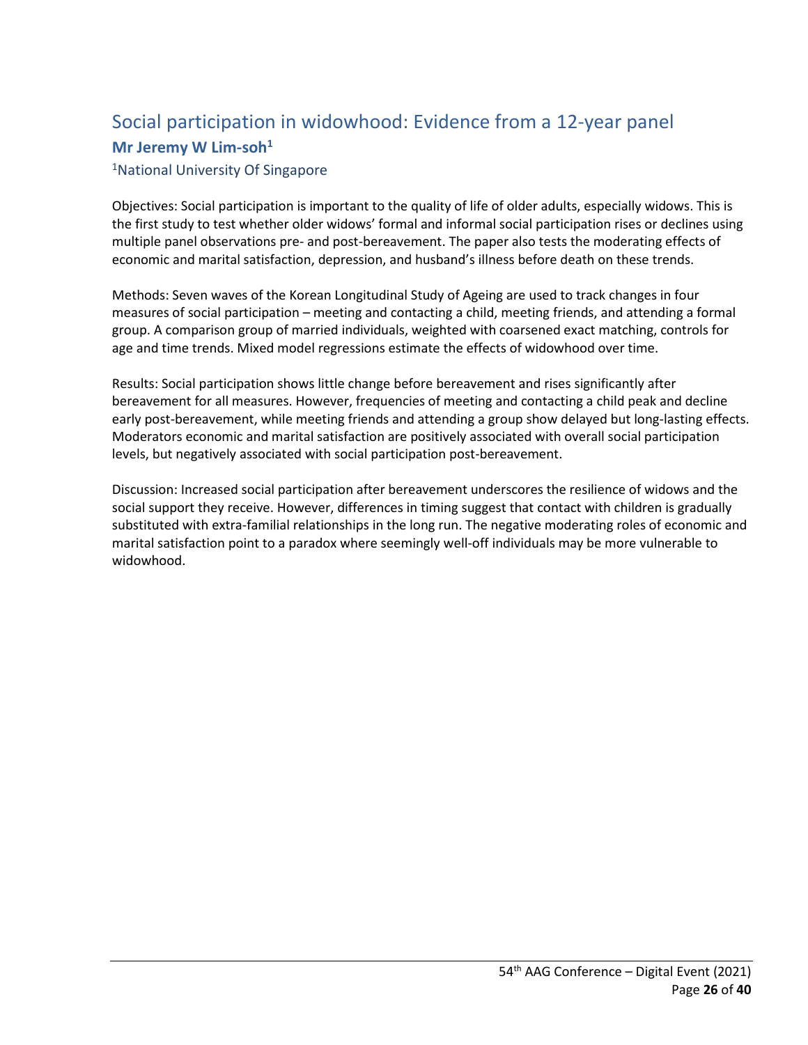## Social participation in widowhood: Evidence from a 12-year panel

**Mr Jeremy W Lim-soh[1]**

[1]National University Of Singapore

Objectives: Social participation is important to the quality of life of older adults, especially widows. This is the first study to test whether older widows' formal and informal social participation rises or declines using multiple panel observations pre- and post-bereavement. The paper also tests the moderating effects of economic and marital satisfaction, depression, and husband's illness before death on these trends.

Methods: Seven waves of the Korean Longitudinal Study of Ageing are used to track changes in four measures of social participation – meeting and contacting a child, meeting friends, and attending a formal group. A comparison group of married individuals, weighted with coarsened exact matching, controls for age and time trends. Mixed model regressions estimate the effects of widowhood over time.

Results: Social participation shows little change before bereavement and rises significantly after bereavement for all measures. However, frequencies of meeting and contacting a child peak and decline early post-bereavement, while meeting friends and attending a group show delayed but long-lasting effects. Moderators economic and marital satisfaction are positively associated with overall social participation levels, but negatively associated with social participation post-bereavement.

Discussion: Increased social participation after bereavement underscores the resilience of widows and the social support they receive. However, differences in timing suggest that contact with children is gradually substituted with extra-familial relationships in the long run. The negative moderating roles of economic and marital satisfaction point to a paradox where seemingly well-off individuals may be more vulnerable to widowhood.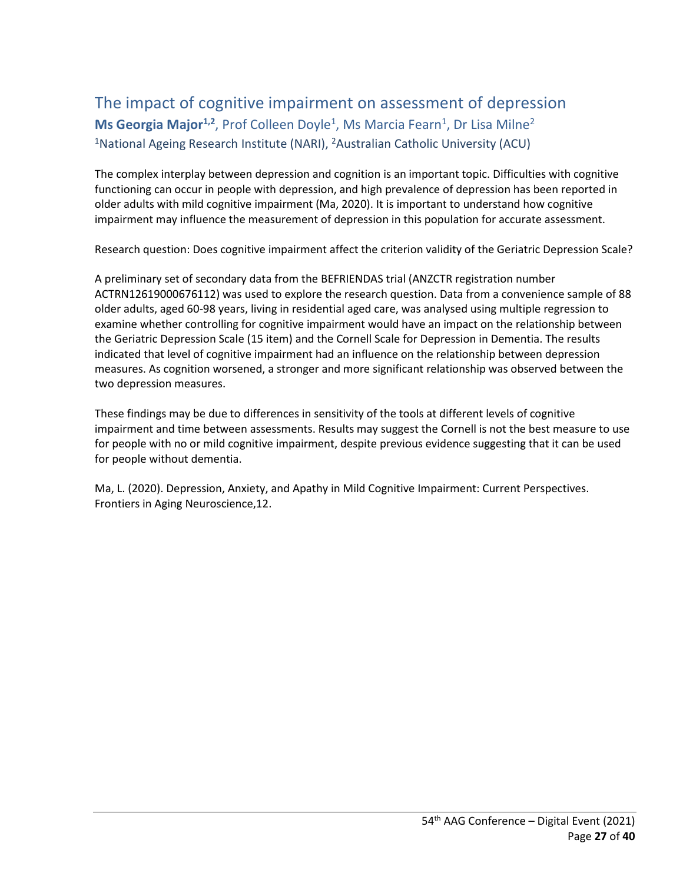## The impact of cognitive impairment on assessment of depression

**Ms Georgia Major**[1,2], Prof Colleen Doyle[1], Ms Marcia Fearn[1], Dr Lisa Milne[2]

[1]National Ageing Research Institute (NARI), [2]Australian Catholic University (ACU)

The complex interplay between depression and cognition is an important topic. Difficulties with cognitive functioning can occur in people with depression, and high prevalence of depression has been reported in older adults with mild cognitive impairment (Ma, 2020). It is important to understand how cognitive impairment may influence the measurement of depression in this population for accurate assessment.

Research question: Does cognitive impairment affect the criterion validity of the Geriatric Depression Scale?

A preliminary set of secondary data from the BEFRIENDAS trial (ANZCTR registration number ACTRN12619000676112) was used to explore the research question. Data from a convenience sample of 88 older adults, aged 60-98 years, living in residential aged care, was analysed using multiple regression to examine whether controlling for cognitive impairment would have an impact on the relationship between the Geriatric Depression Scale (15 item) and the Cornell Scale for Depression in Dementia. The results indicated that level of cognitive impairment had an influence on the relationship between depression measures. As cognition worsened, a stronger and more significant relationship was observed between the two depression measures.

These findings may be due to differences in sensitivity of the tools at different levels of cognitive impairment and time between assessments. Results may suggest the Cornell is not the best measure to use for people with no or mild cognitive impairment, despite previous evidence suggesting that it can be used for people without dementia.

Ma, L. (2020). Depression, Anxiety, and Apathy in Mild Cognitive Impairment: Current Perspectives. Frontiers in Aging Neuroscience,12.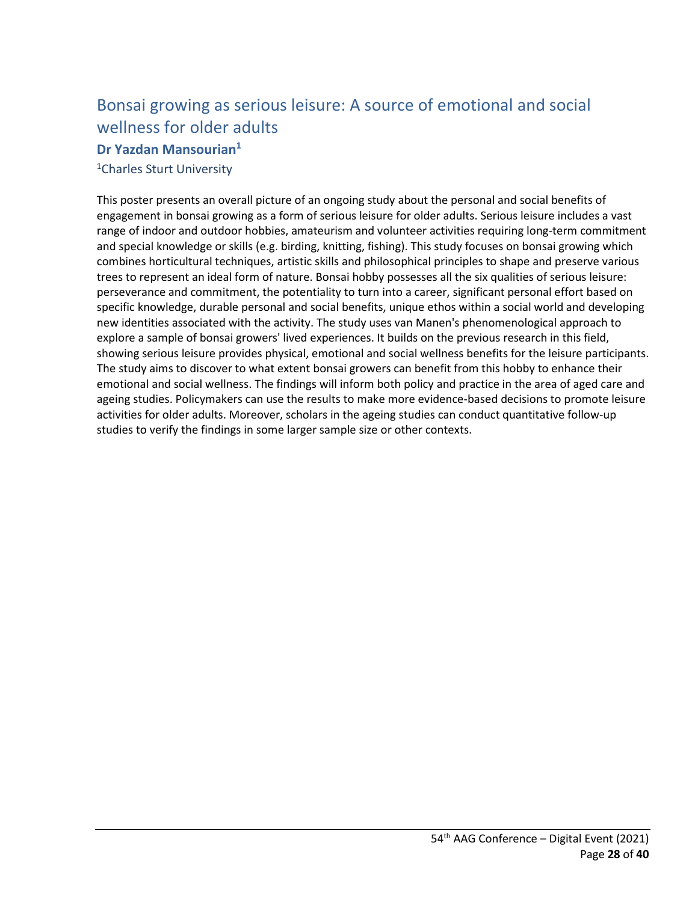## Bonsai growing as serious leisure: A source of emotional and social wellness for older adults

**Dr Yazdan Mansourian[1]**

[1]Charles Sturt University

This poster presents an overall picture of an ongoing study about the personal and social benefits of engagement in bonsai growing as a form of serious leisure for older adults. Serious leisure includes a vast range of indoor and outdoor hobbies, amateurism and volunteer activities requiring long-term commitment and special knowledge or skills (e.g. birding, knitting, fishing). This study focuses on bonsai growing which combines horticultural techniques, artistic skills and philosophical principles to shape and preserve various trees to represent an ideal form of nature. Bonsai hobby possesses all the six qualities of serious leisure: perseverance and commitment, the potentiality to turn into a career, significant personal effort based on specific knowledge, durable personal and social benefits, unique ethos within a social world and developing new identities associated with the activity. The study uses van Manen's phenomenological approach to explore a sample of bonsai growers' lived experiences. It builds on the previous research in this field, showing serious leisure provides physical, emotional and social wellness benefits for the leisure participants. The study aims to discover to what extent bonsai growers can benefit from this hobby to enhance their emotional and social wellness. The findings will inform both policy and practice in the area of aged care and ageing studies. Policymakers can use the results to make more evidence-based decisions to promote leisure activities for older adults. Moreover, scholars in the ageing studies can conduct quantitative follow-up studies to verify the findings in some larger sample size or other contexts.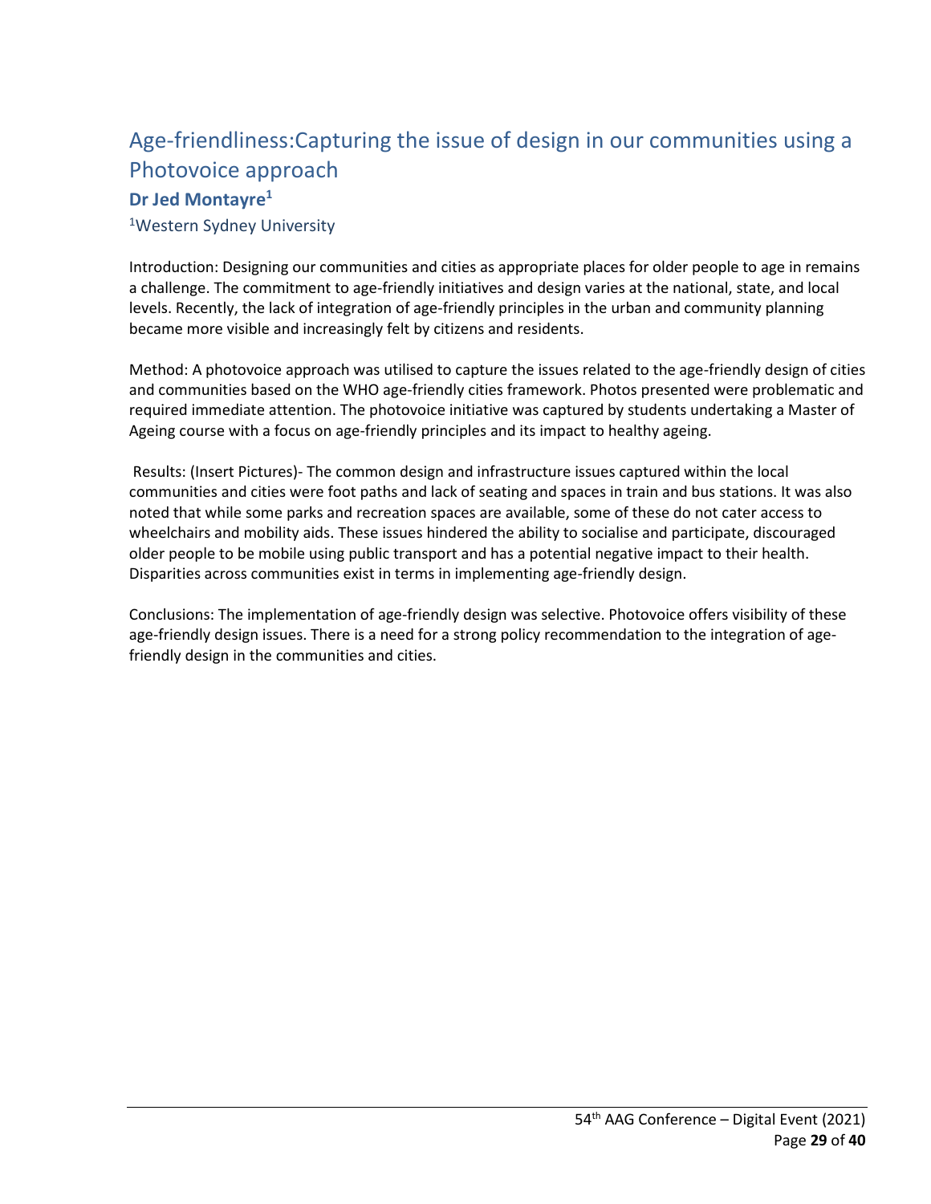# Age-friendliness:Capturing the issue of design in our communities using a Photovoice approach

**Dr Jed Montayre[1]**

[1]Western Sydney University

Introduction: Designing our communities and cities as appropriate places for older people to age in remains a challenge. The commitment to age-friendly initiatives and design varies at the national, state, and local levels. Recently, the lack of integration of age-friendly principles in the urban and community planning became more visible and increasingly felt by citizens and residents.

Method: A photovoice approach was utilised to capture the issues related to the age-friendly design of cities and communities based on the WHO age-friendly cities framework. Photos presented were problematic and required immediate attention. The photovoice initiative was captured by students undertaking a Master of Ageing course with a focus on age-friendly principles and its impact to healthy ageing.

Results: (Insert Pictures)- The common design and infrastructure issues captured within the local communities and cities were foot paths and lack of seating and spaces in train and bus stations. It was also noted that while some parks and recreation spaces are available, some of these do not cater access to wheelchairs and mobility aids. These issues hindered the ability to socialise and participate, discouraged older people to be mobile using public transport and has a potential negative impact to their health. Disparities across communities exist in terms in implementing age-friendly design.

Conclusions: The implementation of age-friendly design was selective. Photovoice offers visibility of these age-friendly design issues. There is a need for a strong policy recommendation to the integration of age-friendly design in the communities and cities.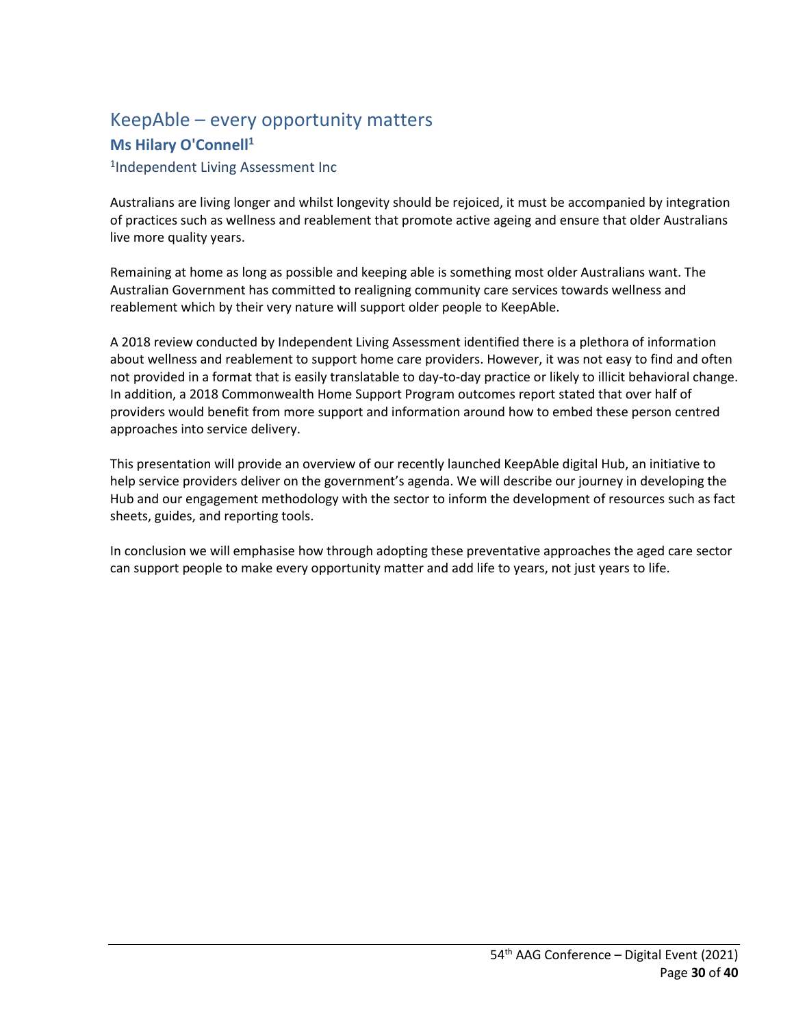## KeepAble – every opportunity matters

**Ms Hilary O'Connell[1]**

[1]Independent Living Assessment Inc

Australians are living longer and whilst longevity should be rejoiced, it must be accompanied by integration of practices such as wellness and reablement that promote active ageing and ensure that older Australians live more quality years.

Remaining at home as long as possible and keeping able is something most older Australians want. The Australian Government has committed to realigning community care services towards wellness and reablement which by their very nature will support older people to KeepAble.

A 2018 review conducted by Independent Living Assessment identified there is a plethora of information about wellness and reablement to support home care providers. However, it was not easy to find and often not provided in a format that is easily translatable to day-to-day practice or likely to illicit behavioral change. In addition, a 2018 Commonwealth Home Support Program outcomes report stated that over half of providers would benefit from more support and information around how to embed these person centred approaches into service delivery.

This presentation will provide an overview of our recently launched KeepAble digital Hub, an initiative to help service providers deliver on the government's agenda. We will describe our journey in developing the Hub and our engagement methodology with the sector to inform the development of resources such as fact sheets, guides, and reporting tools.

In conclusion we will emphasise how through adopting these preventative approaches the aged care sector can support people to make every opportunity matter and add life to years, not just years to life.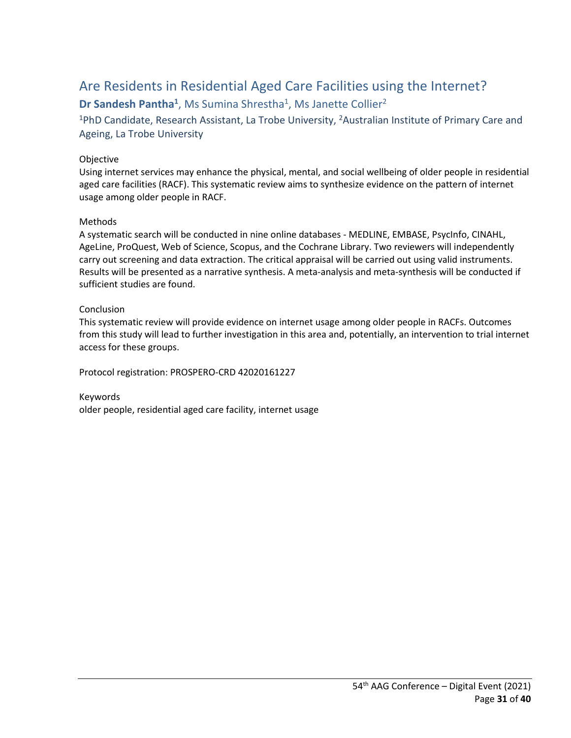## Are Residents in Residential Aged Care Facilities using the Internet?

**Dr Sandesh Pantha[1]**, Ms Sumina Shrestha[1], Ms Janette Collier[2]

[1]PhD Candidate, Research Assistant, La Trobe University, [2]Australian Institute of Primary Care and Ageing, La Trobe University

Objective

Using internet services may enhance the physical, mental, and social wellbeing of older people in residential aged care facilities (RACF). This systematic review aims to synthesize evidence on the pattern of internet usage among older people in RACF.

Methods

A systematic search will be conducted in nine online databases - MEDLINE, EMBASE, PsycInfo, CINAHL, AgeLine, ProQuest, Web of Science, Scopus, and the Cochrane Library. Two reviewers will independently carry out screening and data extraction. The critical appraisal will be carried out using valid instruments. Results will be presented as a narrative synthesis. A meta-analysis and meta-synthesis will be conducted if sufficient studies are found.

Conclusion

This systematic review will provide evidence on internet usage among older people in RACFs. Outcomes from this study will lead to further investigation in this area and, potentially, an intervention to trial internet access for these groups.

Protocol registration: PROSPERO-CRD 42020161227

Keywords

older people, residential aged care facility, internet usage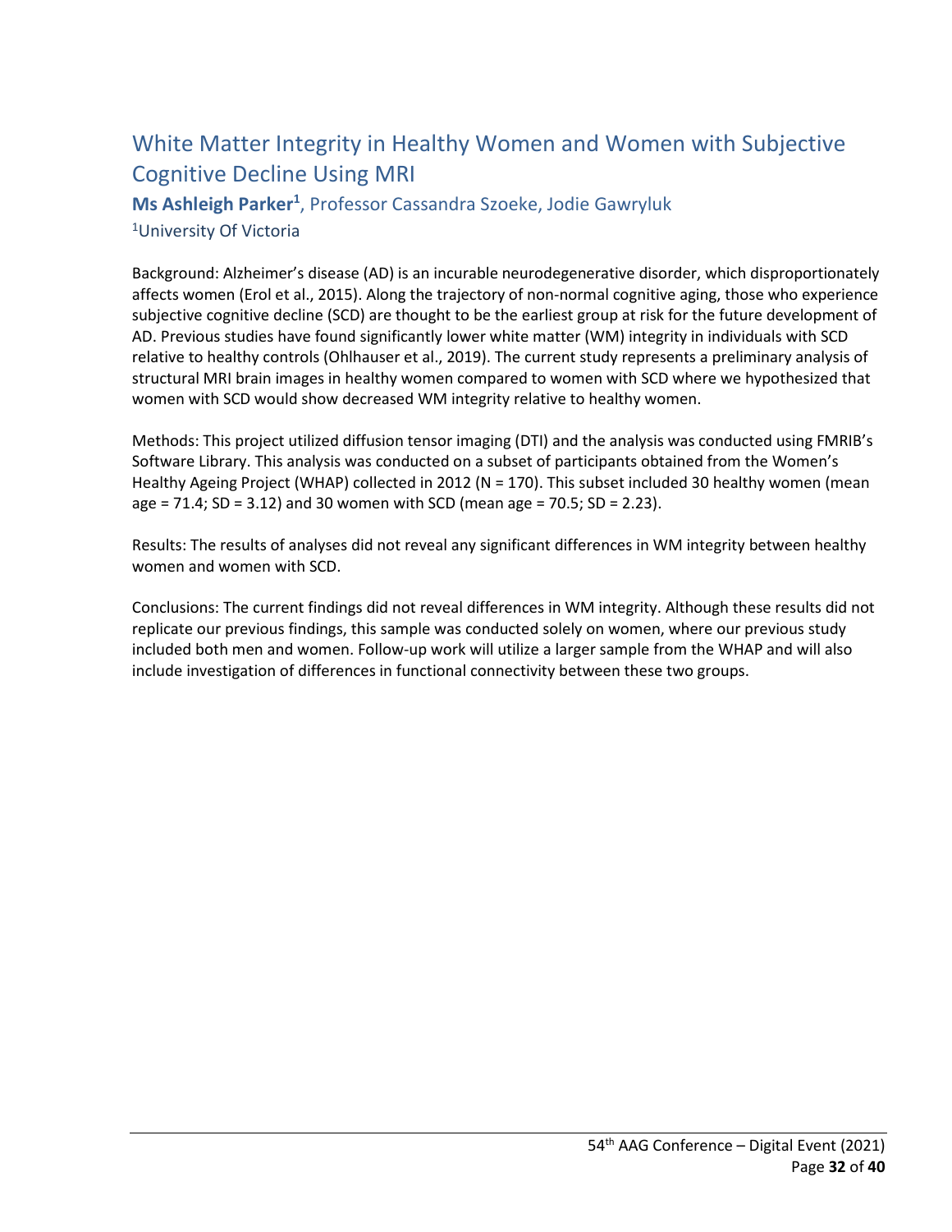## White Matter Integrity in Healthy Women and Women with Subjective Cognitive Decline Using MRI

**Ms Ashleigh Parker[1]**, Professor Cassandra Szoeke, Jodie Gawryluk

[1]University Of Victoria

Background: Alzheimer's disease (AD) is an incurable neurodegenerative disorder, which disproportionately affects women (Erol et al., 2015). Along the trajectory of non-normal cognitive aging, those who experience subjective cognitive decline (SCD) are thought to be the earliest group at risk for the future development of AD. Previous studies have found significantly lower white matter (WM) integrity in individuals with SCD relative to healthy controls (Ohlhauser et al., 2019). The current study represents a preliminary analysis of structural MRI brain images in healthy women compared to women with SCD where we hypothesized that women with SCD would show decreased WM integrity relative to healthy women.

Methods: This project utilized diffusion tensor imaging (DTI) and the analysis was conducted using FMRIB's Software Library. This analysis was conducted on a subset of participants obtained from the Women's Healthy Ageing Project (WHAP) collected in 2012 (N = 170). This subset included 30 healthy women (mean age = 71.4; SD = 3.12) and 30 women with SCD (mean age = 70.5; SD = 2.23).

Results: The results of analyses did not reveal any significant differences in WM integrity between healthy women and women with SCD.

Conclusions: The current findings did not reveal differences in WM integrity. Although these results did not replicate our previous findings, this sample was conducted solely on women, where our previous study included both men and women. Follow-up work will utilize a larger sample from the WHAP and will also include investigation of differences in functional connectivity between these two groups.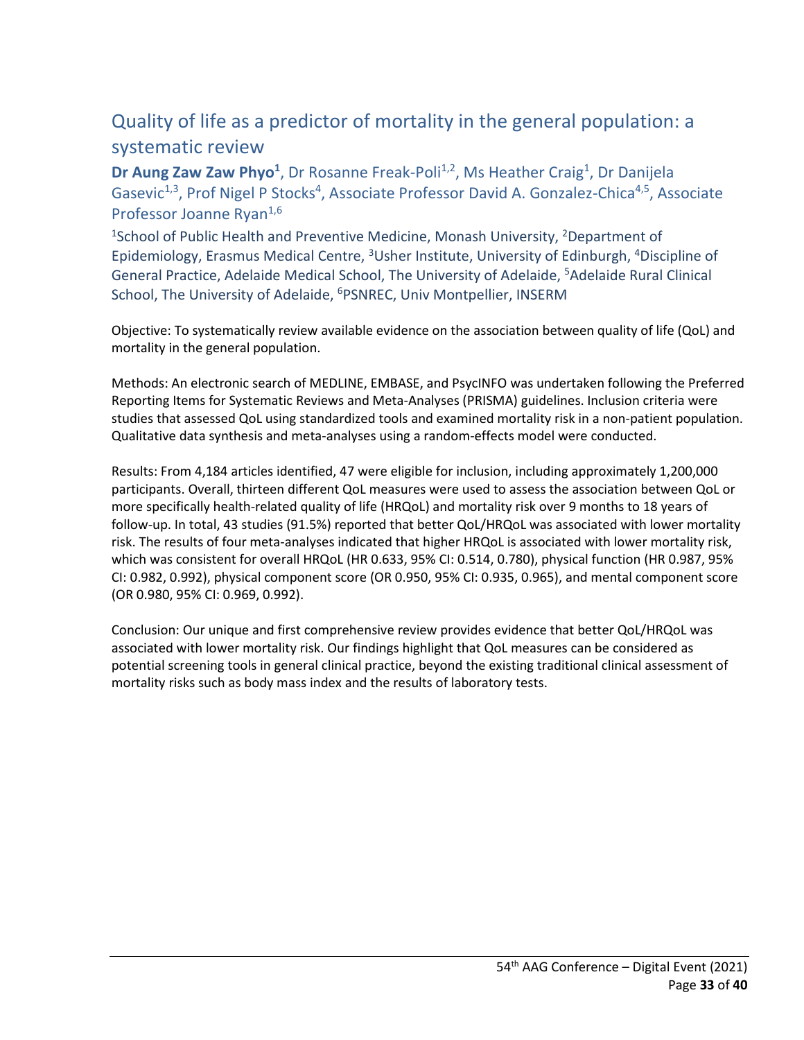## Quality of life as a predictor of mortality in the general population: a systematic review

**Dr Aung Zaw Zaw Phyo[1]**, Dr Rosanne Freak-Poli[1,2], Ms Heather Craig[1], Dr Danijela Gasevic[1,3], Prof Nigel P Stocks[4], Associate Professor David A. Gonzalez-Chica[4,5], Associate Professor Joanne Ryan[1,6]

[1]School of Public Health and Preventive Medicine, Monash University, [2]Department of Epidemiology, Erasmus Medical Centre, [3]Usher Institute, University of Edinburgh, [4]Discipline of General Practice, Adelaide Medical School, The University of Adelaide, [5]Adelaide Rural Clinical School, The University of Adelaide, [6]PSNREC, Univ Montpellier, INSERM

Objective: To systematically review available evidence on the association between quality of life (QoL) and mortality in the general population.

Methods: An electronic search of MEDLINE, EMBASE, and PsycINFO was undertaken following the Preferred Reporting Items for Systematic Reviews and Meta-Analyses (PRISMA) guidelines. Inclusion criteria were studies that assessed QoL using standardized tools and examined mortality risk in a non-patient population. Qualitative data synthesis and meta-analyses using a random-effects model were conducted.

Results: From 4,184 articles identified, 47 were eligible for inclusion, including approximately 1,200,000 participants. Overall, thirteen different QoL measures were used to assess the association between QoL or more specifically health-related quality of life (HRQoL) and mortality risk over 9 months to 18 years of follow-up. In total, 43 studies (91.5%) reported that better QoL/HRQoL was associated with lower mortality risk. The results of four meta-analyses indicated that higher HRQoL is associated with lower mortality risk, which was consistent for overall HRQoL (HR 0.633, 95% CI: 0.514, 0.780), physical function (HR 0.987, 95% CI: 0.982, 0.992), physical component score (OR 0.950, 95% CI: 0.935, 0.965), and mental component score (OR 0.980, 95% CI: 0.969, 0.992).

Conclusion: Our unique and first comprehensive review provides evidence that better QoL/HRQoL was associated with lower mortality risk. Our findings highlight that QoL measures can be considered as potential screening tools in general clinical practice, beyond the existing traditional clinical assessment of mortality risks such as body mass index and the results of laboratory tests.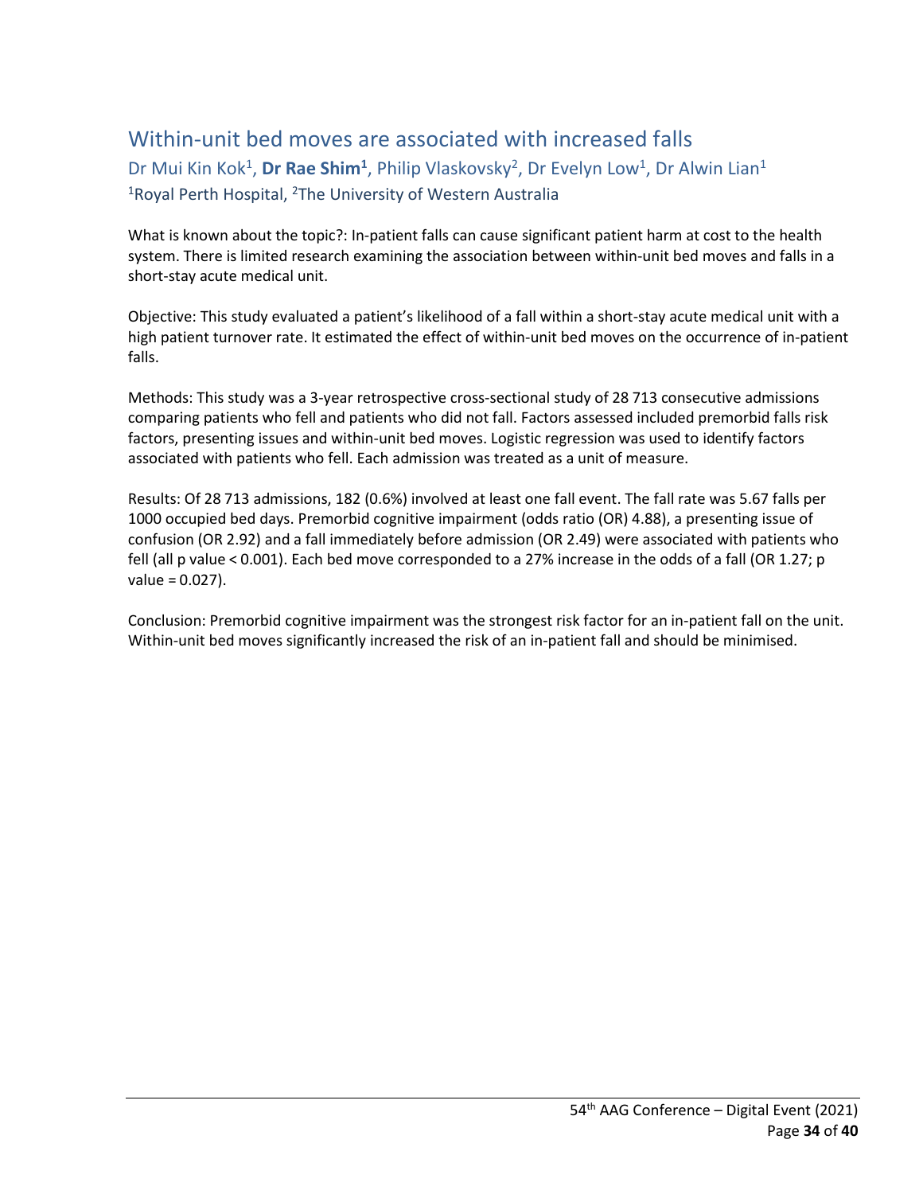## Within-unit bed moves are associated with increased falls

Dr Mui Kin Kok[1], **Dr Rae Shim[1]**, Philip Vlaskovsky[2], Dr Evelyn Low[1], Dr Alwin Lian[1]

[1]Royal Perth Hospital, [2]The University of Western Australia

What is known about the topic?: In-patient falls can cause significant patient harm at cost to the health system. There is limited research examining the association between within-unit bed moves and falls in a short-stay acute medical unit.

Objective: This study evaluated a patient's likelihood of a fall within a short-stay acute medical unit with a high patient turnover rate. It estimated the effect of within-unit bed moves on the occurrence of in-patient falls.

Methods: This study was a 3-year retrospective cross-sectional study of 28 713 consecutive admissions comparing patients who fell and patients who did not fall. Factors assessed included premorbid falls risk factors, presenting issues and within-unit bed moves. Logistic regression was used to identify factors associated with patients who fell. Each admission was treated as a unit of measure.

Results: Of 28 713 admissions, 182 (0.6%) involved at least one fall event. The fall rate was 5.67 falls per 1000 occupied bed days. Premorbid cognitive impairment (odds ratio (OR) 4.88), a presenting issue of confusion (OR 2.92) and a fall immediately before admission (OR 2.49) were associated with patients who fell (all p value < 0.001). Each bed move corresponded to a 27% increase in the odds of a fall (OR 1.27; p value = 0.027).

Conclusion: Premorbid cognitive impairment was the strongest risk factor for an in-patient fall on the unit. Within-unit bed moves significantly increased the risk of an in-patient fall and should be minimised.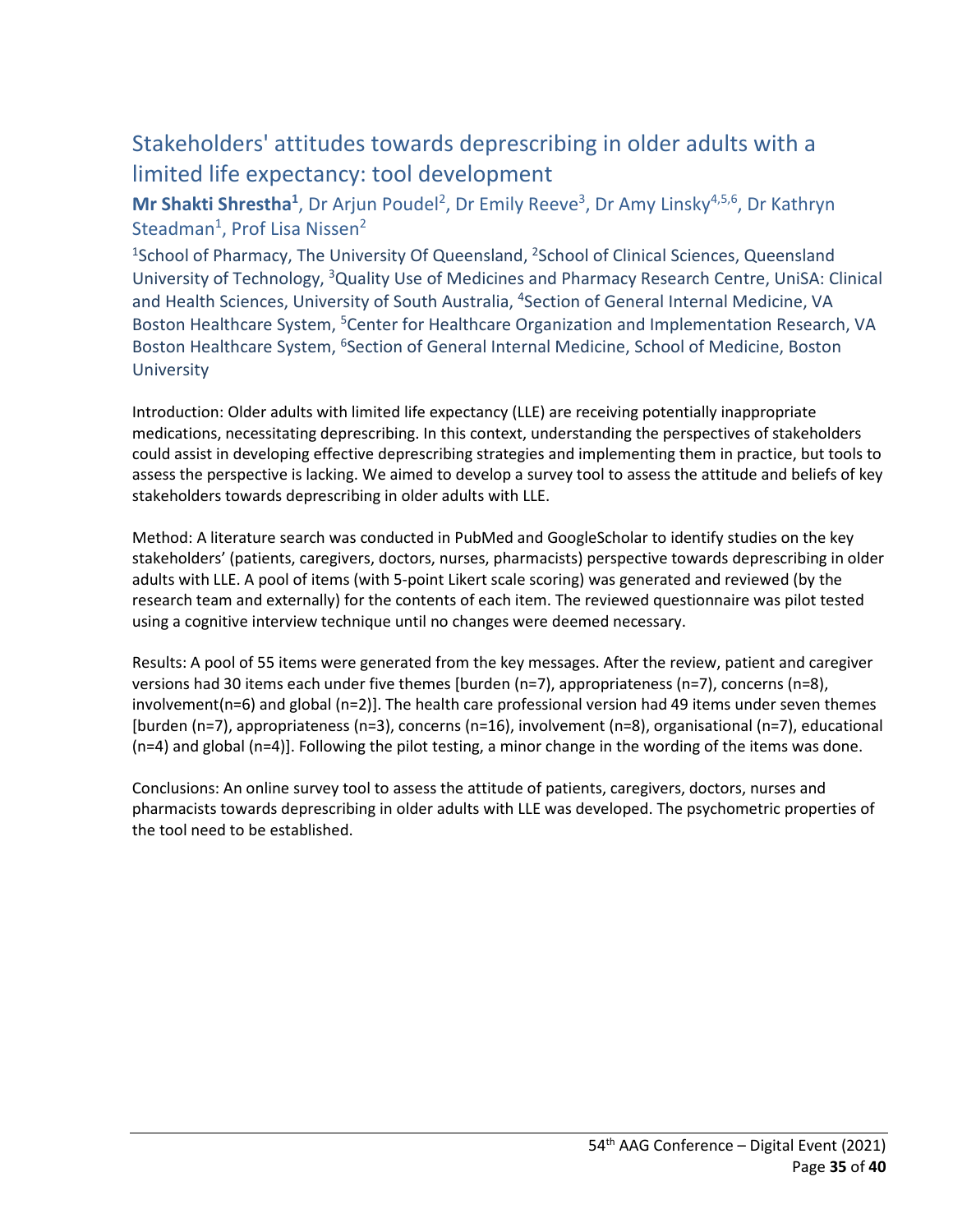# Stakeholders' attitudes towards deprescribing in older adults with a limited life expectancy: tool development

**Mr Shakti Shrestha[1]**, Dr Arjun Poudel[2], Dr Emily Reeve[3], Dr Amy Linsky[4,5,6], Dr Kathryn Steadman[1], Prof Lisa Nissen[2]

[1]School of Pharmacy, The University Of Queensland, [2]School of Clinical Sciences, Queensland University of Technology, [3]Quality Use of Medicines and Pharmacy Research Centre, UniSA: Clinical and Health Sciences, University of South Australia, [4]Section of General Internal Medicine, VA Boston Healthcare System, [5]Center for Healthcare Organization and Implementation Research, VA Boston Healthcare System, [6]Section of General Internal Medicine, School of Medicine, Boston University

Introduction: Older adults with limited life expectancy (LLE) are receiving potentially inappropriate medications, necessitating deprescribing. In this context, understanding the perspectives of stakeholders could assist in developing effective deprescribing strategies and implementing them in practice, but tools to assess the perspective is lacking. We aimed to develop a survey tool to assess the attitude and beliefs of key stakeholders towards deprescribing in older adults with LLE.

Method: A literature search was conducted in PubMed and GoogleScholar to identify studies on the key stakeholders' (patients, caregivers, doctors, nurses, pharmacists) perspective towards deprescribing in older adults with LLE. A pool of items (with 5-point Likert scale scoring) was generated and reviewed (by the research team and externally) for the contents of each item. The reviewed questionnaire was pilot tested using a cognitive interview technique until no changes were deemed necessary.

Results: A pool of 55 items were generated from the key messages. After the review, patient and caregiver versions had 30 items each under five themes [burden (n=7), appropriateness (n=7), concerns (n=8), involvement(n=6) and global (n=2)]. The health care professional version had 49 items under seven themes [burden (n=7), appropriateness (n=3), concerns (n=16), involvement (n=8), organisational (n=7), educational (n=4) and global (n=4)]. Following the pilot testing, a minor change in the wording of the items was done.

Conclusions: An online survey tool to assess the attitude of patients, caregivers, doctors, nurses and pharmacists towards deprescribing in older adults with LLE was developed. The psychometric properties of the tool need to be established.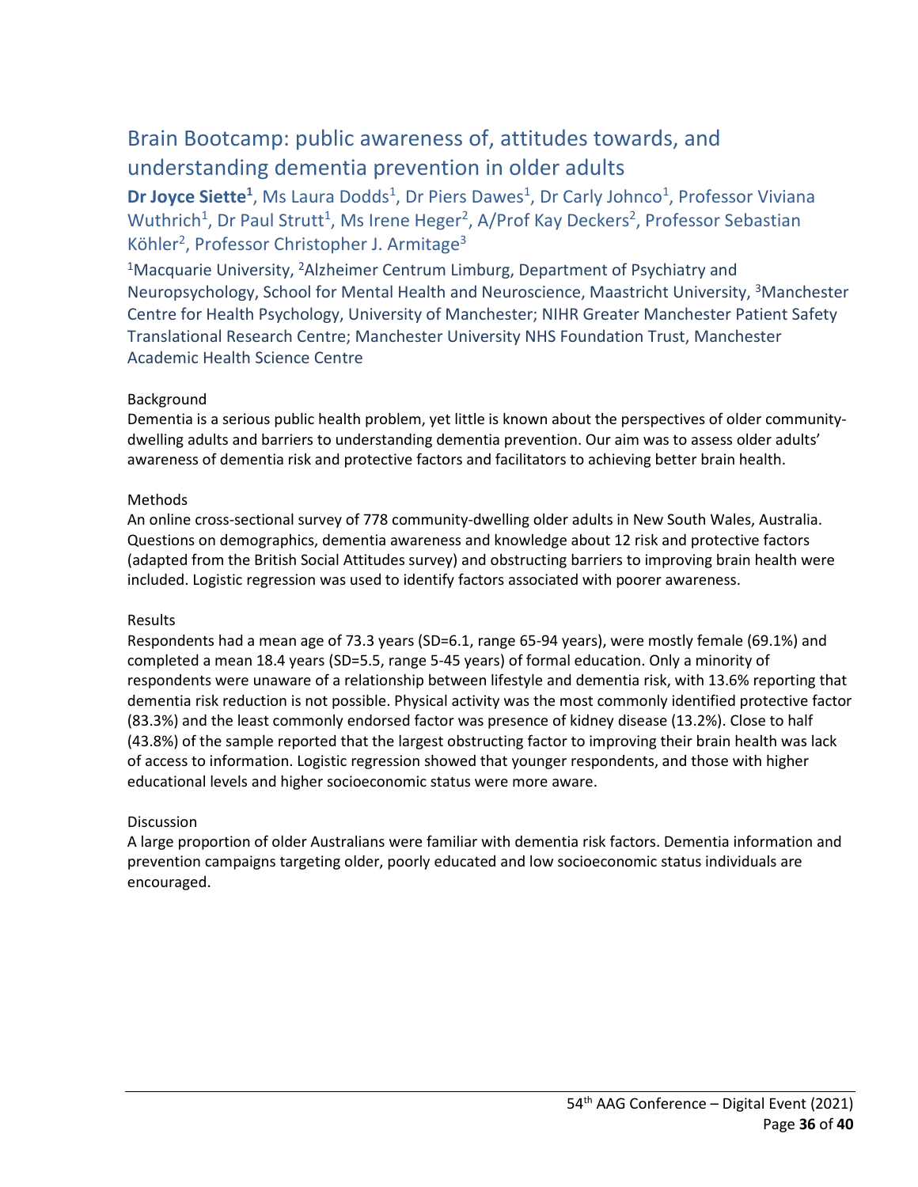## Brain Bootcamp: public awareness of, attitudes towards, and understanding dementia prevention in older adults

**Dr Joyce Siette[1]**, Ms Laura Dodds[1], Dr Piers Dawes[1], Dr Carly Johnco[1], Professor Viviana Wuthrich[1], Dr Paul Strutt[1], Ms Irene Heger[2], A/Prof Kay Deckers[2], Professor Sebastian Köhler[2], Professor Christopher J. Armitage[3]

[1]Macquarie University, [2]Alzheimer Centrum Limburg, Department of Psychiatry and Neuropsychology, School for Mental Health and Neuroscience, Maastricht University, [3]Manchester Centre for Health Psychology, University of Manchester; NIHR Greater Manchester Patient Safety Translational Research Centre; Manchester University NHS Foundation Trust, Manchester Academic Health Science Centre

Background

Dementia is a serious public health problem, yet little is known about the perspectives of older community-dwelling adults and barriers to understanding dementia prevention. Our aim was to assess older adults' awareness of dementia risk and protective factors and facilitators to achieving better brain health.

Methods

An online cross-sectional survey of 778 community-dwelling older adults in New South Wales, Australia. Questions on demographics, dementia awareness and knowledge about 12 risk and protective factors (adapted from the British Social Attitudes survey) and obstructing barriers to improving brain health were included. Logistic regression was used to identify factors associated with poorer awareness.

Results

Respondents had a mean age of 73.3 years (SD=6.1, range 65-94 years), were mostly female (69.1%) and completed a mean 18.4 years (SD=5.5, range 5-45 years) of formal education. Only a minority of respondents were unaware of a relationship between lifestyle and dementia risk, with 13.6% reporting that dementia risk reduction is not possible. Physical activity was the most commonly identified protective factor (83.3%) and the least commonly endorsed factor was presence of kidney disease (13.2%). Close to half (43.8%) of the sample reported that the largest obstructing factor to improving their brain health was lack of access to information. Logistic regression showed that younger respondents, and those with higher educational levels and higher socioeconomic status were more aware.

Discussion

A large proportion of older Australians were familiar with dementia risk factors. Dementia information and prevention campaigns targeting older, poorly educated and low socioeconomic status individuals are encouraged.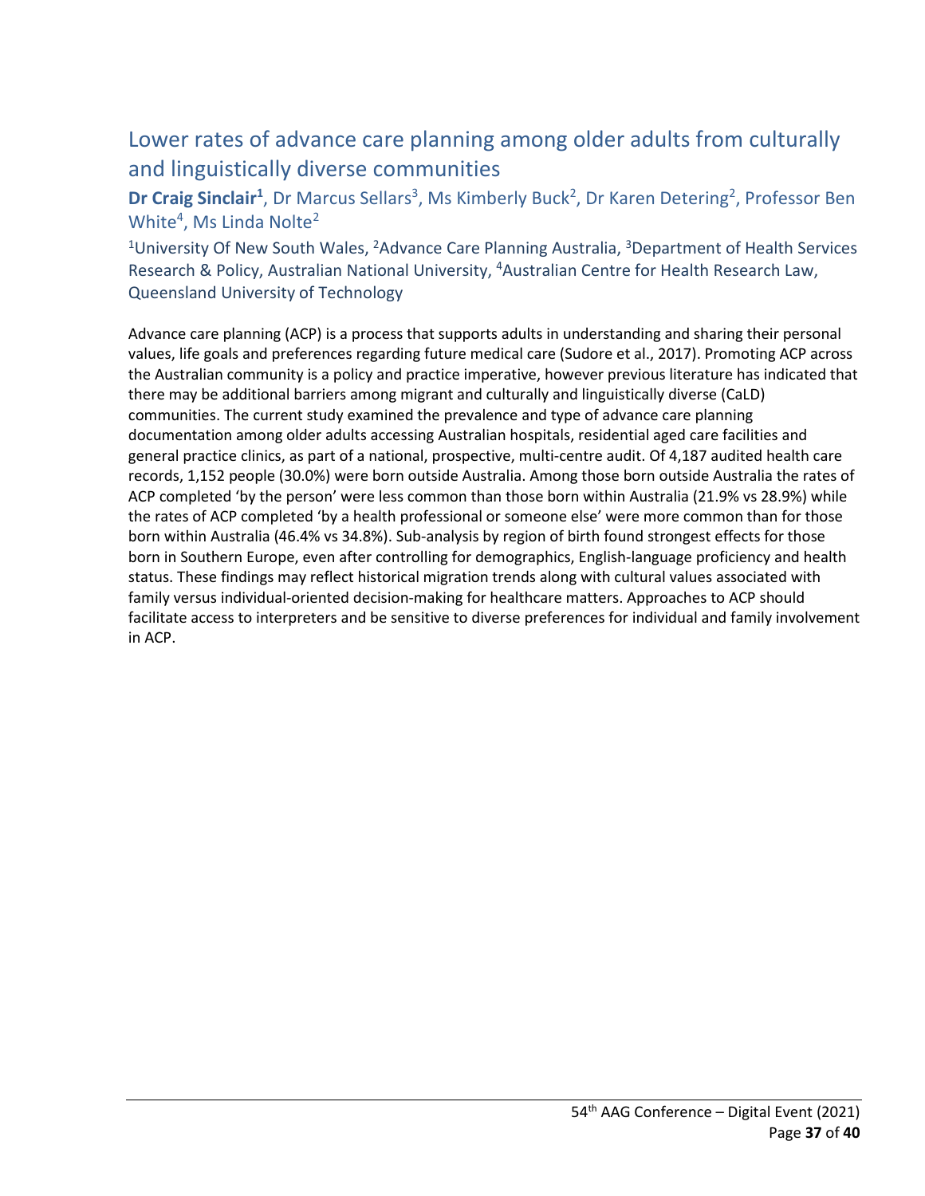## Lower rates of advance care planning among older adults from culturally and linguistically diverse communities

**Dr Craig Sinclair**[1], Dr Marcus Sellars[3], Ms Kimberly Buck[2], Dr Karen Detering[2], Professor Ben White[4], Ms Linda Nolte[2]

[1]University Of New South Wales, [2]Advance Care Planning Australia, [3]Department of Health Services Research & Policy, Australian National University, [4]Australian Centre for Health Research Law, Queensland University of Technology

Advance care planning (ACP) is a process that supports adults in understanding and sharing their personal values, life goals and preferences regarding future medical care (Sudore et al., 2017). Promoting ACP across the Australian community is a policy and practice imperative, however previous literature has indicated that there may be additional barriers among migrant and culturally and linguistically diverse (CaLD) communities. The current study examined the prevalence and type of advance care planning documentation among older adults accessing Australian hospitals, residential aged care facilities and general practice clinics, as part of a national, prospective, multi-centre audit. Of 4,187 audited health care records, 1,152 people (30.0%) were born outside Australia. Among those born outside Australia the rates of ACP completed 'by the person' were less common than those born within Australia (21.9% vs 28.9%) while the rates of ACP completed 'by a health professional or someone else' were more common than for those born within Australia (46.4% vs 34.8%). Sub-analysis by region of birth found strongest effects for those born in Southern Europe, even after controlling for demographics, English-language proficiency and health status. These findings may reflect historical migration trends along with cultural values associated with family versus individual-oriented decision-making for healthcare matters. Approaches to ACP should facilitate access to interpreters and be sensitive to diverse preferences for individual and family involvement in ACP.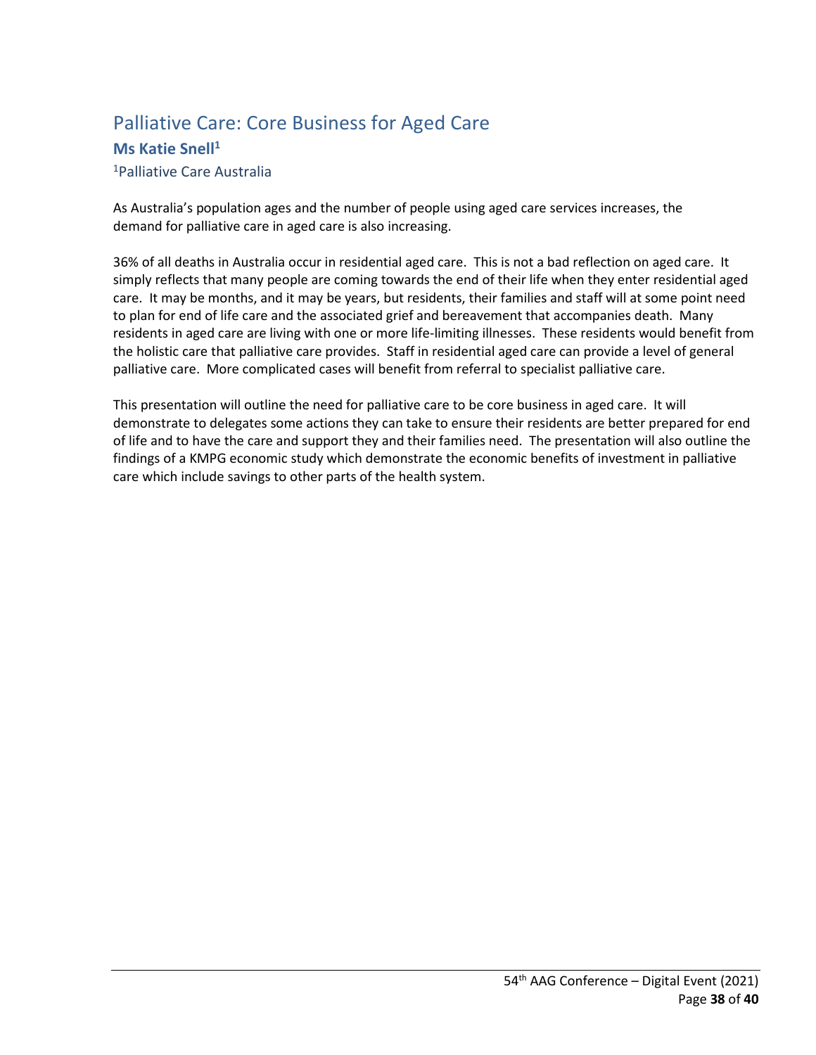## Palliative Care: Core Business for Aged Care

**Ms Katie Snell[1]**

[1]Palliative Care Australia

As Australia's population ages and the number of people using aged care services increases, the demand for palliative care in aged care is also increasing.

36% of all deaths in Australia occur in residential aged care. This is not a bad reflection on aged care. It simply reflects that many people are coming towards the end of their life when they enter residential aged care. It may be months, and it may be years, but residents, their families and staff will at some point need to plan for end of life care and the associated grief and bereavement that accompanies death. Many residents in aged care are living with one or more life-limiting illnesses. These residents would benefit from the holistic care that palliative care provides. Staff in residential aged care can provide a level of general palliative care. More complicated cases will benefit from referral to specialist palliative care.

This presentation will outline the need for palliative care to be core business in aged care. It will demonstrate to delegates some actions they can take to ensure their residents are better prepared for end of life and to have the care and support they and their families need. The presentation will also outline the findings of a KMPG economic study which demonstrate the economic benefits of investment in palliative care which include savings to other parts of the health system.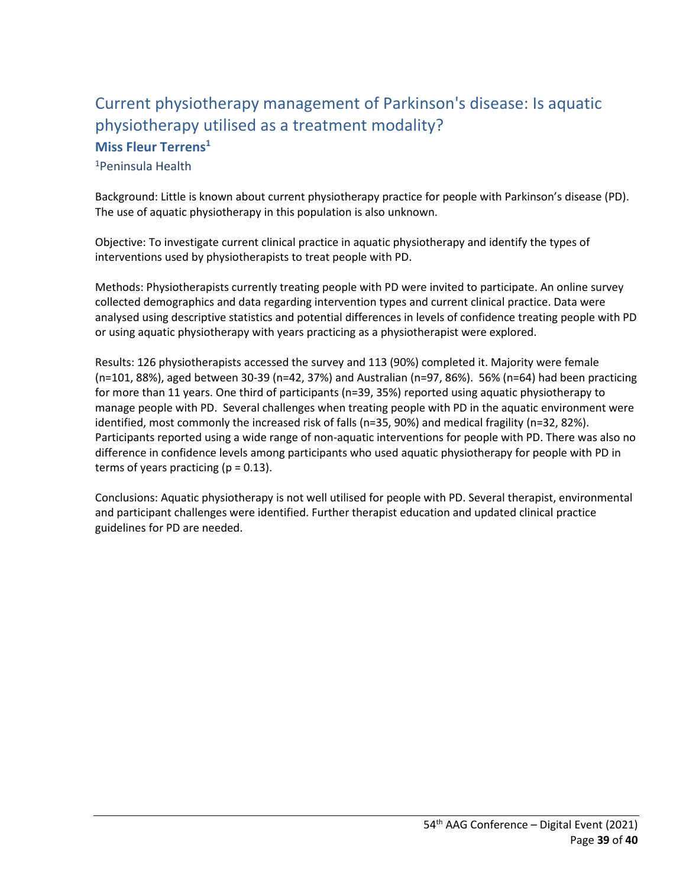## Current physiotherapy management of Parkinson's disease: Is aquatic physiotherapy utilised as a treatment modality?

**Miss Fleur Terrens[1]**

[1]Peninsula Health

Background: Little is known about current physiotherapy practice for people with Parkinson's disease (PD). The use of aquatic physiotherapy in this population is also unknown.

Objective: To investigate current clinical practice in aquatic physiotherapy and identify the types of interventions used by physiotherapists to treat people with PD.

Methods: Physiotherapists currently treating people with PD were invited to participate. An online survey collected demographics and data regarding intervention types and current clinical practice. Data were analysed using descriptive statistics and potential differences in levels of confidence treating people with PD or using aquatic physiotherapy with years practicing as a physiotherapist were explored.

Results: 126 physiotherapists accessed the survey and 113 (90%) completed it. Majority were female (n=101, 88%), aged between 30-39 (n=42, 37%) and Australian (n=97, 86%). 56% (n=64) had been practicing for more than 11 years. One third of participants (n=39, 35%) reported using aquatic physiotherapy to manage people with PD. Several challenges when treating people with PD in the aquatic environment were identified, most commonly the increased risk of falls (n=35, 90%) and medical fragility (n=32, 82%). Participants reported using a wide range of non-aquatic interventions for people with PD. There was also no difference in confidence levels among participants who used aquatic physiotherapy for people with PD in terms of years practicing ($p = 0.13$).

Conclusions: Aquatic physiotherapy is not well utilised for people with PD. Several therapist, environmental and participant challenges were identified. Further therapist education and updated clinical practice guidelines for PD are needed.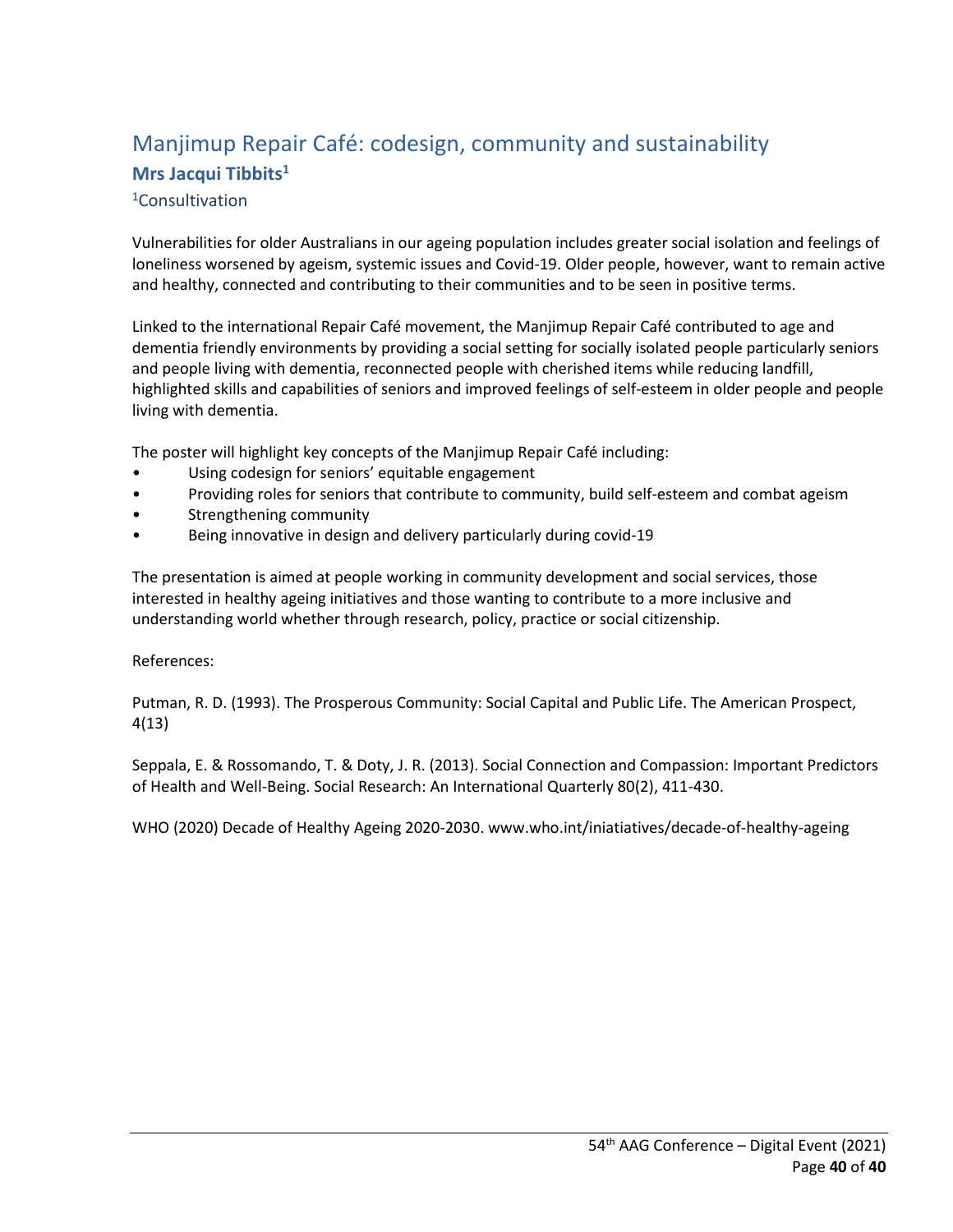## Manjimup Repair Café: codesign, community and sustainability

**Mrs Jacqui Tibbits[1]**

[1]Consultivation

Vulnerabilities for older Australians in our ageing population includes greater social isolation and feelings of loneliness worsened by ageism, systemic issues and Covid-19. Older people, however, want to remain active and healthy, connected and contributing to their communities and to be seen in positive terms.

Linked to the international Repair Café movement, the Manjimup Repair Café contributed to age and dementia friendly environments by providing a social setting for socially isolated people particularly seniors and people living with dementia, reconnected people with cherished items while reducing landfill, highlighted skills and capabilities of seniors and improved feelings of self-esteem in older people and people living with dementia.

The poster will highlight key concepts of the Manjimup Repair Café including:

- Using codesign for seniors' equitable engagement
- Providing roles for seniors that contribute to community, build self-esteem and combat ageism
- Strengthening community
- Being innovative in design and delivery particularly during covid-19

The presentation is aimed at people working in community development and social services, those interested in healthy ageing initiatives and those wanting to contribute to a more inclusive and understanding world whether through research, policy, practice or social citizenship.

References:

Putman, R. D. (1993). The Prosperous Community: Social Capital and Public Life. The American Prospect, 4(13)

Seppala, E. & Rossomando, T. & Doty, J. R. (2013). Social Connection and Compassion: Important Predictors of Health and Well-Being. Social Research: An International Quarterly 80(2), 411-430.

WHO (2020) Decade of Healthy Ageing 2020-2030. www.who.int/iniatiatives/decade-of-healthy-ageing